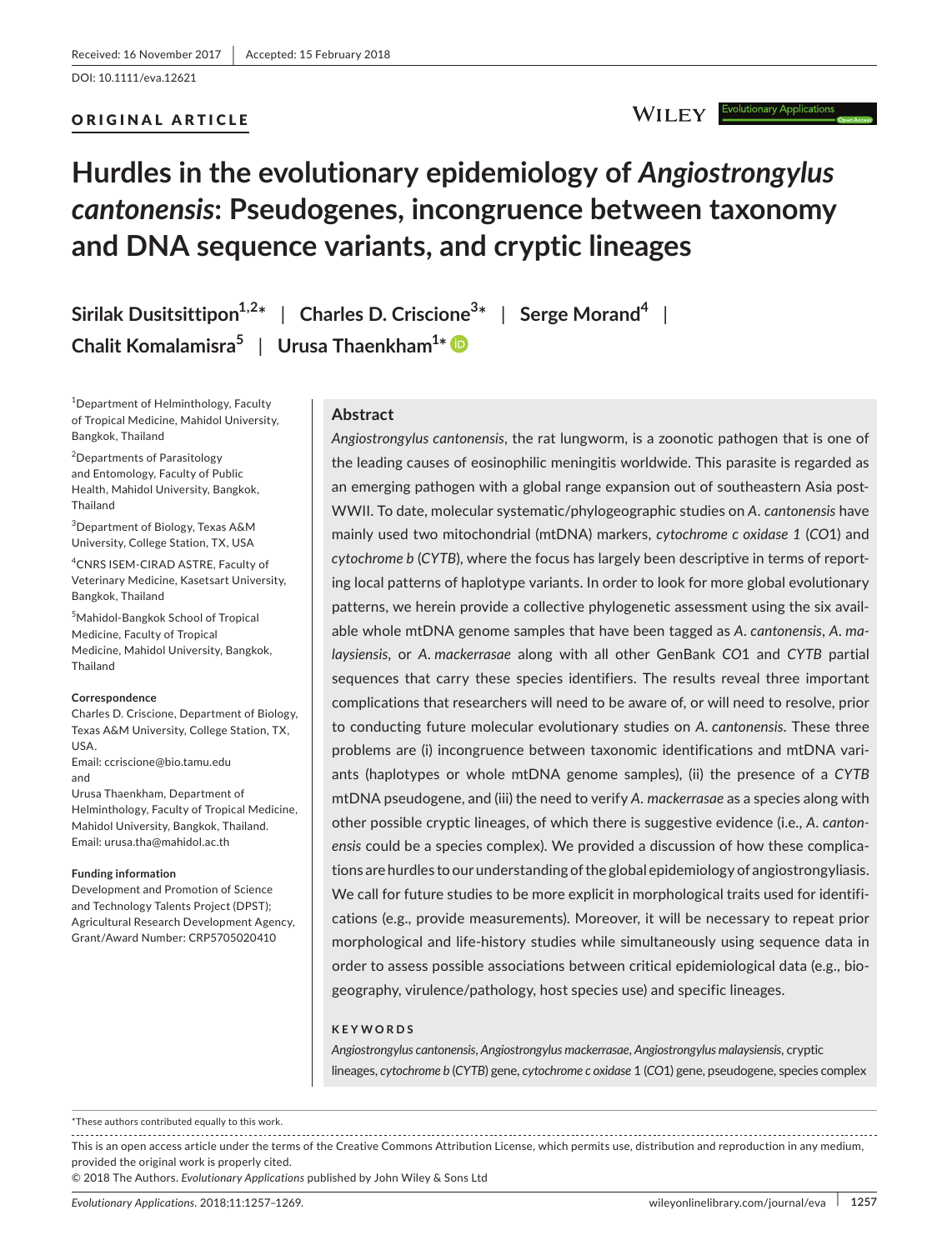Received: 16 November 2017 | Accepted: 15 February 2018

DOI: 10.1111/eva.12621

ORIGINAL ARTICLE

# Hurdles in the evolutionary epidemiology of *Angiostrongylus cantonensis*: Pseudogenes, incongruence between taxonomy and DNA sequence variants, and cryptic lineages

**Sirilak Dusitsittipon**[1,2]* | **Charles D. Criscione**[3]* | **Serge Morand**[4] | **Chalit Komalamisra**[5] | **Urusa Thaenkham**[1]*

[1]Department of Helminthology, Faculty of Tropical Medicine, Mahidol University, Bangkok, Thailand

[2]Departments of Parasitology and Entomology, Faculty of Public Health, Mahidol University, Bangkok, Thailand

[3]Department of Biology, Texas A&M University, College Station, TX, USA

[4]CNRS ISEM-CIRAD ASTRE, Faculty of Veterinary Medicine, Kasetsart University, Bangkok, Thailand

[5]Mahidol-Bangkok School of Tropical Medicine, Faculty of Tropical Medicine, Mahidol University, Bangkok, Thailand

**Correspondence**

Charles D. Criscione, Department of Biology, Texas A&M University, College Station, TX, USA.
Email: ccriscione@bio.tamu.edu
and
Urusa Thaenkham, Department of Helminthology, Faculty of Tropical Medicine, Mahidol University, Bangkok, Thailand.
Email: urusa.tha@mahidol.ac.th

**Funding information**

Development and Promotion of Science and Technology Talents Project (DPST); Agricultural Research Development Agency, Grant/Award Number: CRP5705020410

## Abstract

*Angiostrongylus cantonensis*, the rat lungworm, is a zoonotic pathogen that is one of the leading causes of eosinophilic meningitis worldwide. This parasite is regarded as an emerging pathogen with a global range expansion out of southeastern Asia post-WWII. To date, molecular systematic/phylogeographic studies on *A. cantonensis* have mainly used two mitochondrial (mtDNA) markers, *cytochrome c oxidase 1* (*CO1*) and *cytochrome b* (*CYTB*), where the focus has largely been descriptive in terms of reporting local patterns of haplotype variants. In order to look for more global evolutionary patterns, we herein provide a collective phylogenetic assessment using the six available whole mtDNA genome samples that have been tagged as *A. cantonensis*, *A. malaysiensis*, or *A. mackerrasae* along with all other GenBank *CO1* and *CYTB* partial sequences that carry these species identifiers. The results reveal three important complications that researchers will need to be aware of, or will need to resolve, prior to conducting future molecular evolutionary studies on *A. cantonensis*. These three problems are (i) incongruence between taxonomic identifications and mtDNA variants (haplotypes or whole mtDNA genome samples), (ii) the presence of a *CYTB* mtDNA pseudogene, and (iii) the need to verify *A. mackerrasae* as a species along with other possible cryptic lineages, of which there is suggestive evidence (i.e., *A. cantonensis* could be a species complex). We provided a discussion of how these complications are hurdles to our understanding of the global epidemiology of angiostrongyliasis. We call for future studies to be more explicit in morphological traits used for identifications (e.g., provide measurements). Moreover, it will be necessary to repeat prior morphological and life-history studies while simultaneously using sequence data in order to assess possible associations between critical epidemiological data (e.g., biogeography, virulence/pathology, host species use) and specific lineages.

**KEYWORDS**

*Angiostrongylus cantonensis*, *Angiostrongylus mackerrasae*, *Angiostrongylus malaysiensis*, cryptic lineages, *cytochrome b* (*CYTB*) gene, *cytochrome c oxidase* 1 (*CO1*) gene, pseudogene, species complex

*These authors contributed equally to this work.

This is an open access article under the terms of the Creative Commons Attribution License, which permits use, distribution and reproduction in any medium, provided the original work is properly cited.
© 2018 The Authors. *Evolutionary Applications* published by John Wiley & Sons Ltd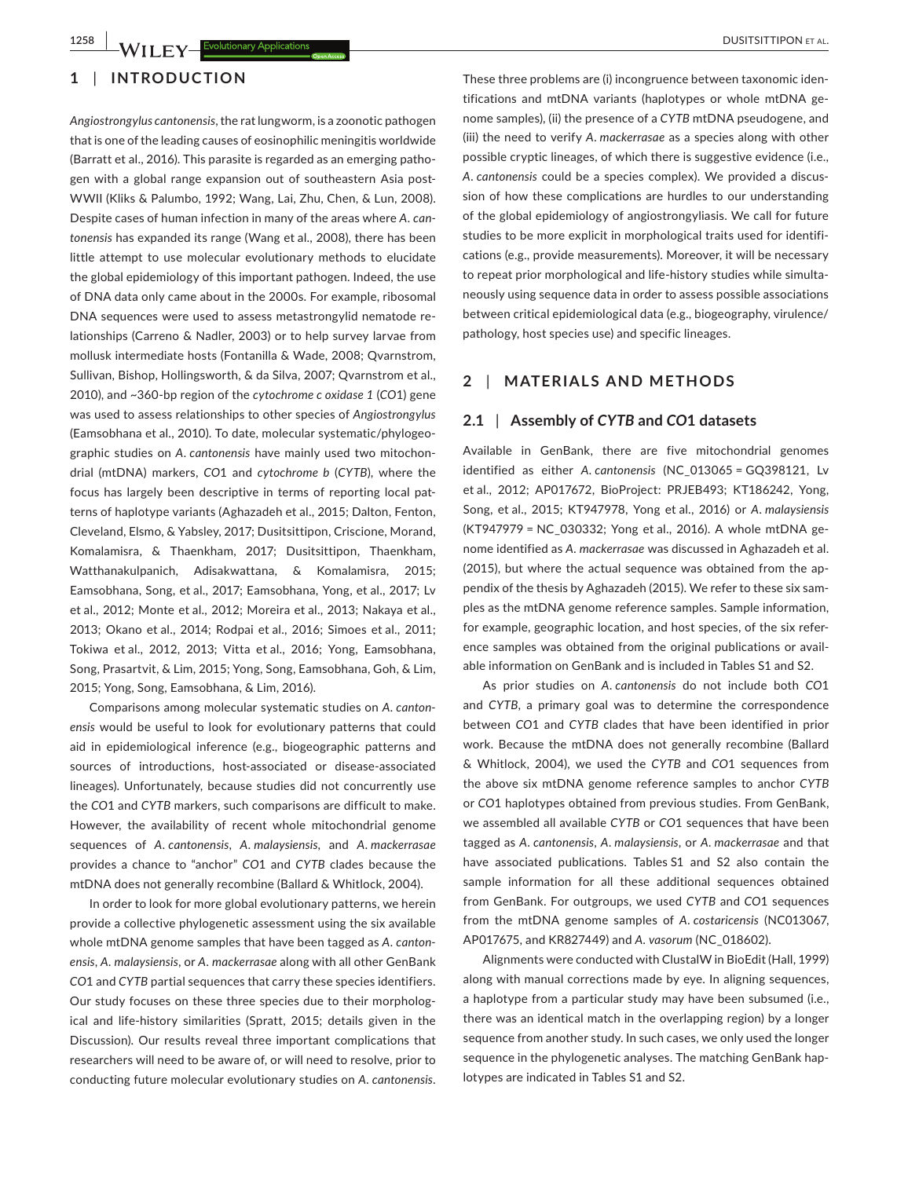## 1 | INTRODUCTION

*Angiostrongylus cantonensis*, the rat lungworm, is a zoonotic pathogen that is one of the leading causes of eosinophilic meningitis worldwide (Barratt et al., 2016). This parasite is regarded as an emerging pathogen with a global range expansion out of southeastern Asia post-WWII (Kliks & Palumbo, 1992; Wang, Lai, Zhu, Chen, & Lun, 2008). Despite cases of human infection in many of the areas where *A. cantonensis* has expanded its range (Wang et al., 2008), there has been little attempt to use molecular evolutionary methods to elucidate the global epidemiology of this important pathogen. Indeed, the use of DNA data only came about in the 2000s. For example, ribosomal DNA sequences were used to assess metastrongylid nematode relationships (Carreno & Nadler, 2003) or to help survey larvae from mollusk intermediate hosts (Fontanilla & Wade, 2008; Qvarnstrom, Sullivan, Bishop, Hollingsworth, & da Silva, 2007; Qvarnstrom et al., 2010), and ~360-bp region of the *cytochrome c oxidase 1* (*CO*1) gene was used to assess relationships to other species of *Angiostrongylus* (Eamsobhana et al., 2010). To date, molecular systematic/phylogeographic studies on *A. cantonensis* have mainly used two mitochondrial (mtDNA) markers, *CO*1 and *cytochrome b* (*CYTB*), where the focus has largely been descriptive in terms of reporting local patterns of haplotype variants (Aghazadeh et al., 2015; Dalton, Fenton, Cleveland, Elsmo, & Yabsley, 2017; Dusitsittipon, Criscione, Morand, Komalamisra, & Thaenkham, 2017; Dusitsittipon, Thaenkham, Watthanakulpanich, Adisakwattana, & Komalamisra, 2015; Eamsobhana, Song, et al., 2017; Eamsobhana, Yong, et al., 2017; Lv et al., 2012; Monte et al., 2012; Moreira et al., 2013; Nakaya et al., 2013; Okano et al., 2014; Rodpai et al., 2016; Simoes et al., 2011; Tokiwa et al., 2012, 2013; Vitta et al., 2016; Yong, Eamsobhana, Song, Prasartvit, & Lim, 2015; Yong, Song, Eamsobhana, Goh, & Lim, 2015; Yong, Song, Eamsobhana, & Lim, 2016).

Comparisons among molecular systematic studies on *A. cantonensis* would be useful to look for evolutionary patterns that could aid in epidemiological inference (e.g., biogeographic patterns and sources of introductions, host-associated or disease-associated lineages). Unfortunately, because studies did not concurrently use the *CO*1 and *CYTB* markers, such comparisons are difficult to make. However, the availability of recent whole mitochondrial genome sequences of *A. cantonensis*, *A. malaysiensis*, and *A. mackerrasae* provides a chance to "anchor" *CO*1 and *CYTB* clades because the mtDNA does not generally recombine (Ballard & Whitlock, 2004).

In order to look for more global evolutionary patterns, we herein provide a collective phylogenetic assessment using the six available whole mtDNA genome samples that have been tagged as *A. cantonensis*, *A. malaysiensis*, or *A. mackerrasae* along with all other GenBank *CO*1 and *CYTB* partial sequences that carry these species identifiers. Our study focuses on these three species due to their morphological and life-history similarities (Spratt, 2015; details given in the Discussion). Our results reveal three important complications that researchers will need to be aware of, or will need to resolve, prior to conducting future molecular evolutionary studies on *A. cantonensis*. These three problems are (i) incongruence between taxonomic identifications and mtDNA variants (haplotypes or whole mtDNA genome samples), (ii) the presence of a *CYTB* mtDNA pseudogene, and (iii) the need to verify *A. mackerrasae* as a species along with other possible cryptic lineages, of which there is suggestive evidence (i.e., *A. cantonensis* could be a species complex). We provided a discussion of how these complications are hurdles to our understanding of the global epidemiology of angiostrongyliasis. We call for future studies to be more explicit in morphological traits used for identifications (e.g., provide measurements). Moreover, it will be necessary to repeat prior morphological and life-history studies while simultaneously using sequence data in order to assess possible associations between critical epidemiological data (e.g., biogeography, virulence/pathology, host species use) and specific lineages.

## 2 | MATERIALS AND METHODS

### 2.1 | Assembly of *CYTB* and *CO*1 datasets

Available in GenBank, there are five mitochondrial genomes identified as either *A. cantonensis* (NC_013065 = GQ398121, Lv et al., 2012; AP017672, BioProject: PRJEB493; KT186242, Yong, Song, et al., 2015; KT947978, Yong et al., 2016) or *A. malaysiensis* (KT947979 = NC_030332; Yong et al., 2016). A whole mtDNA genome identified as *A. mackerrasae* was discussed in Aghazadeh et al. (2015), but where the actual sequence was obtained from the appendix of the thesis by Aghazadeh (2015). We refer to these six samples as the mtDNA genome reference samples. Sample information, for example, geographic location, and host species, of the six reference samples was obtained from the original publications or available information on GenBank and is included in Tables S1 and S2.

As prior studies on *A. cantonensis* do not include both *CO*1 and *CYTB*, a primary goal was to determine the correspondence between *CO*1 and *CYTB* clades that have been identified in prior work. Because the mtDNA does not generally recombine (Ballard & Whitlock, 2004), we used the *CYTB* and *CO*1 sequences from the above six mtDNA genome reference samples to anchor *CYTB* or *CO*1 haplotypes obtained from previous studies. From GenBank, we assembled all available *CYTB* or *CO*1 sequences that have been tagged as *A. cantonensis*, *A. malaysiensis*, or *A. mackerrasae* and that have associated publications. Tables S1 and S2 also contain the sample information for all these additional sequences obtained from GenBank. For outgroups, we used *CYTB* and *CO*1 sequences from the mtDNA genome samples of *A. costaricensis* (NC013067, AP017675, and KR827449) and *A. vasorum* (NC_018602).

Alignments were conducted with ClustalW in BioEdit (Hall, 1999) along with manual corrections made by eye. In aligning sequences, a haplotype from a particular study may have been subsumed (i.e., there was an identical match in the overlapping region) by a longer sequence from another study. In such cases, we only used the longer sequence in the phylogenetic analyses. The matching GenBank haplotypes are indicated in Tables S1 and S2.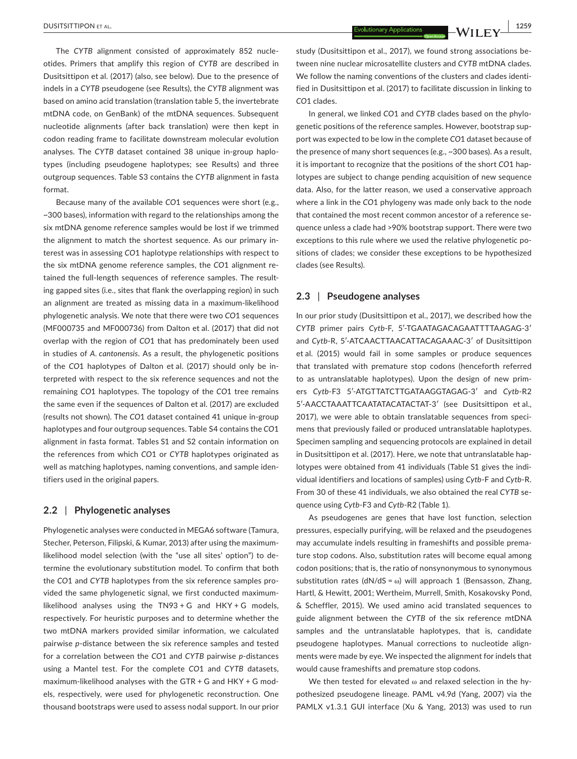The *CYTB* alignment consisted of approximately 852 nucleotides. Primers that amplify this region of *CYTB* are described in Dusitsittipon et al. (2017) (also, see below). Due to the presence of indels in a *CYTB* pseudogene (see Results), the *CYTB* alignment was based on amino acid translation (translation table 5, the invertebrate mtDNA code, on GenBank) of the mtDNA sequences. Subsequent nucleotide alignments (after back translation) were then kept in codon reading frame to facilitate downstream molecular evolution analyses. The *CYTB* dataset contained 38 unique in-group haplotypes (including pseudogene haplotypes; see Results) and three outgroup sequences. Table S3 contains the *CYTB* alignment in fasta format.

Because many of the available *CO*1 sequences were short (e.g., ~300 bases), information with regard to the relationships among the six mtDNA genome reference samples would be lost if we trimmed the alignment to match the shortest sequence. As our primary interest was in assessing *CO*1 haplotype relationships with respect to the six mtDNA genome reference samples, the *CO*1 alignment retained the full-length sequences of reference samples. The resulting gapped sites (i.e., sites that flank the overlapping region) in such an alignment are treated as missing data in a maximum-likelihood phylogenetic analysis. We note that there were two *CO*1 sequences (MF000735 and MF000736) from Dalton et al. (2017) that did not overlap with the region of *CO*1 that has predominately been used in studies of *A. cantonensis*. As a result, the phylogenetic positions of the *CO*1 haplotypes of Dalton et al. (2017) should only be interpreted with respect to the six reference sequences and not the remaining *CO*1 haplotypes. The topology of the *CO*1 tree remains the same even if the sequences of Dalton et al. (2017) are excluded (results not shown). The *CO*1 dataset contained 41 unique in-group haplotypes and four outgroup sequences. Table S4 contains the *CO*1 alignment in fasta format. Tables S1 and S2 contain information on the references from which *CO*1 or *CYTB* haplotypes originated as well as matching haplotypes, naming conventions, and sample identifiers used in the original papers.

### 2.2 | Phylogenetic analyses

Phylogenetic analyses were conducted in MEGA6 software (Tamura, Stecher, Peterson, Filipski, & Kumar, 2013) after using the maximum-likelihood model selection (with the "use all sites' option") to determine the evolutionary substitution model. To confirm that both the *CO*1 and *CYTB* haplotypes from the six reference samples provided the same phylogenetic signal, we first conducted maximum-likelihood analyses using the TN93 + G and HKY + G models, respectively. For heuristic purposes and to determine whether the two mtDNA markers provided similar information, we calculated pairwise *p*-distance between the six reference samples and tested for a correlation between the *CO*1 and *CYTB* pairwise *p*-distances using a Mantel test. For the complete *CO*1 and *CYTB* datasets, maximum-likelihood analyses with the GTR + G and HKY + G models, respectively, were used for phylogenetic reconstruction. One thousand bootstraps were used to assess nodal support. In our prior study (Dusitsittipon et al., 2017), we found strong associations between nine nuclear microsatellite clusters and *CYTB* mtDNA clades. We follow the naming conventions of the clusters and clades identified in Dusitsittipon et al. (2017) to facilitate discussion in linking to *CO*1 clades.

In general, we linked *CO*1 and *CYTB* clades based on the phylogenetic positions of the reference samples. However, bootstrap support was expected to be low in the complete *CO*1 dataset because of the presence of many short sequences (e.g., ~300 bases). As a result, it is important to recognize that the positions of the short *CO*1 haplotypes are subject to change pending acquisition of new sequence data. Also, for the latter reason, we used a conservative approach where a link in the *CO*1 phylogeny was made only back to the node that contained the most recent common ancestor of a reference sequence unless a clade had >90% bootstrap support. There were two exceptions to this rule where we used the relative phylogenetic positions of clades; we consider these exceptions to be hypothesized clades (see Results).

### 2.3 | Pseudogene analyses

In our prior study (Dusitsittipon et al., 2017), we described how the *CYTB* primer pairs *Cytb*-F, 5′-TGAATAGACAGAATTTTAAGAG-3′ and *Cytb*-R, 5′-ATCAACTTAACATTACAGAAAC-3′ of Dusitsittipon et al. (2015) would fail in some samples or produce sequences that translated with premature stop codons (henceforth referred to as untranslatable haplotypes). Upon the design of new primers *Cytb*-F3 5′-ATGTTATCTTGATAAGGTAGAG-3′ and *Cytb*-R2 5′-AACCTAAATTCAATATACATACTAT-3′ (see Dusitsittipon et al., 2017), we were able to obtain translatable sequences from specimens that previously failed or produced untranslatable haplotypes. Specimen sampling and sequencing protocols are explained in detail in Dusitsittipon et al. (2017). Here, we note that untranslatable haplotypes were obtained from 41 individuals (Table S1 gives the individual identifiers and locations of samples) using *Cytb*-F and *Cytb*-R. From 30 of these 41 individuals, we also obtained the real *CYTB* sequence using *Cytb*-F3 and *Cytb*-R2 (Table 1).

As pseudogenes are genes that have lost function, selection pressures, especially purifying, will be relaxed and the pseudogenes may accumulate indels resulting in frameshifts and possible premature stop codons. Also, substitution rates will become equal among codon positions; that is, the ratio of nonsynonymous to synonymous substitution rates (dN/dS = $\omega$) will approach 1 (Bensasson, Zhang, Hartl, & Hewitt, 2001; Wertheim, Murrell, Smith, Kosakovsky Pond, & Scheffler, 2015). We used amino acid translated sequences to guide alignment between the *CYTB* of the six reference mtDNA samples and the untranslatable haplotypes, that is, candidate pseudogene haplotypes. Manual corrections to nucleotide alignments were made by eye. We inspected the alignment for indels that would cause frameshifts and premature stop codons.

We then tested for elevated $\omega$ and relaxed selection in the hypothesized pseudogene lineage. PAML v4.9d (Yang, 2007) via the PAMLX v1.3.1 GUI interface (Xu & Yang, 2013) was used to run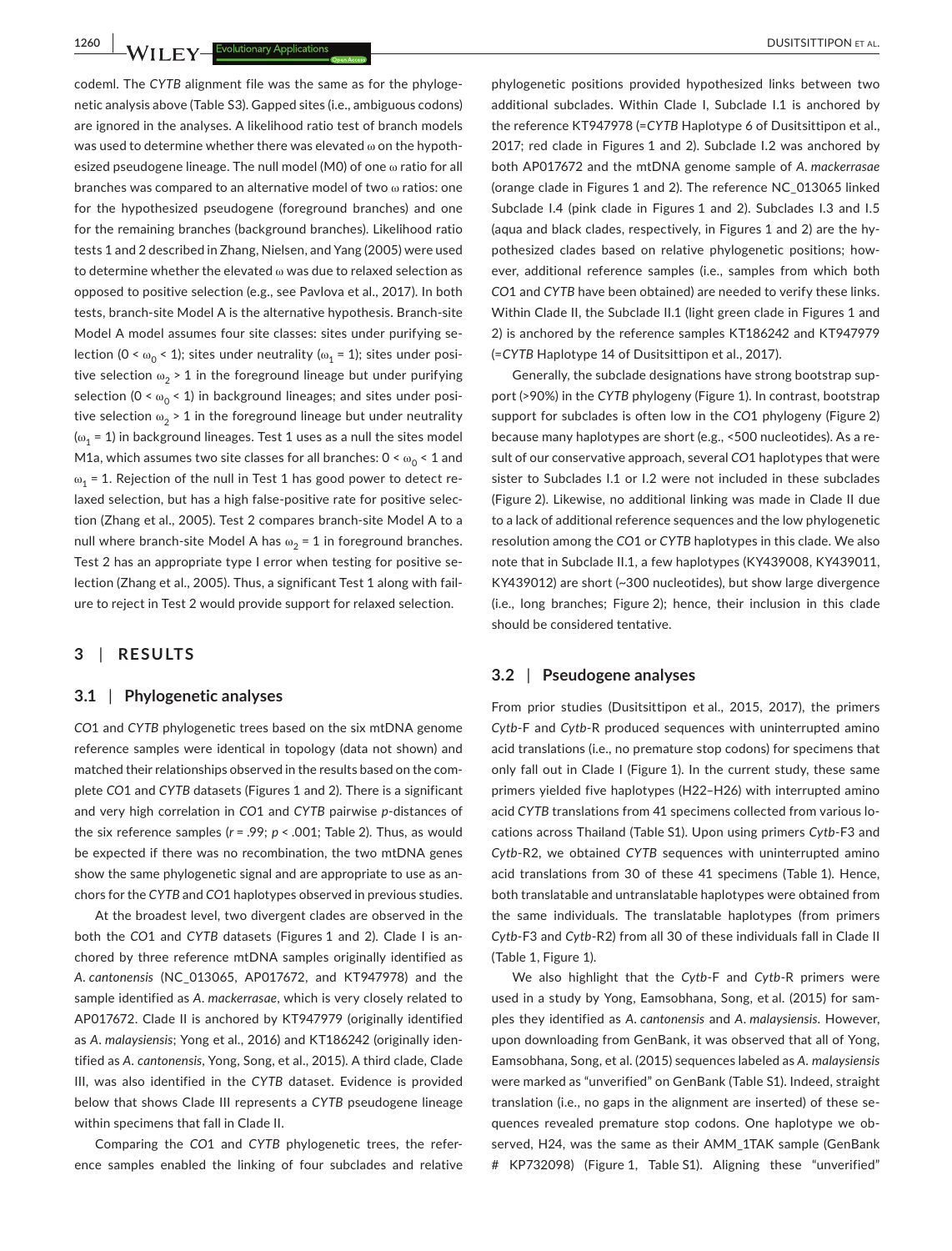codeml. The *CYTB* alignment file was the same as for the phylogenetic analysis above (Table S3). Gapped sites (i.e., ambiguous codons) are ignored in the analyses. A likelihood ratio test of branch models was used to determine whether there was elevated ω on the hypothesized pseudogene lineage. The null model (M0) of one ω ratio for all branches was compared to an alternative model of two ω ratios: one for the hypothesized pseudogene (foreground branches) and one for the remaining branches (background branches). Likelihood ratio tests 1 and 2 described in Zhang, Nielsen, and Yang (2005) were used to determine whether the elevated ω was due to relaxed selection as opposed to positive selection (e.g., see Pavlova et al., 2017). In both tests, branch-site Model A is the alternative hypothesis. Branch-site Model A model assumes four site classes: sites under purifying selection ($0 < \omega_0 < 1$); sites under neutrality ($\omega_1 = 1$); sites under positive selection $\omega_2 > 1$ in the foreground lineage but under purifying selection ($0 < \omega_0 < 1$) in background lineages; and sites under positive selection $\omega_2 > 1$ in the foreground lineage but under neutrality ($\omega_1 = 1$) in background lineages. Test 1 uses as a null the sites model M1a, which assumes two site classes for all branches: $0 < \omega_0 < 1$ and $\omega_1 = 1$. Rejection of the null in Test 1 has good power to detect relaxed selection, but has a high false-positive rate for positive selection (Zhang et al., 2005). Test 2 compares branch-site Model A to a null where branch-site Model A has $\omega_2 = 1$ in foreground branches. Test 2 has an appropriate type I error when testing for positive selection (Zhang et al., 2005). Thus, a significant Test 1 along with failure to reject in Test 2 would provide support for relaxed selection.

## 3 | RESULTS

### 3.1 | Phylogenetic analyses

*CO1* and *CYTB* phylogenetic trees based on the six mtDNA genome reference samples were identical in topology (data not shown) and matched their relationships observed in the results based on the complete *CO1* and *CYTB* datasets (Figures 1 and 2). There is a significant and very high correlation in *CO1* and *CYTB* pairwise *p*-distances of the six reference samples ($r = .99$; $p < .001$; Table 2). Thus, as would be expected if there was no recombination, the two mtDNA genes show the same phylogenetic signal and are appropriate to use as anchors for the *CYTB* and *CO1* haplotypes observed in previous studies.

At the broadest level, two divergent clades are observed in the both the *CO1* and *CYTB* datasets (Figures 1 and 2). Clade I is anchored by three reference mtDNA samples originally identified as *A. cantonensis* (NC_013065, AP017672, and KT947978) and the sample identified as *A. mackerrasae*, which is very closely related to AP017672. Clade II is anchored by KT947979 (originally identified as *A. malaysiensis*; Yong et al., 2016) and KT186242 (originally identified as *A. cantonensis*, Yong, Song, et al., 2015). A third clade, Clade III, was also identified in the *CYTB* dataset. Evidence is provided below that shows Clade III represents a *CYTB* pseudogene lineage within specimens that fall in Clade II.

Comparing the *CO1* and *CYTB* phylogenetic trees, the reference samples enabled the linking of four subclades and relative phylogenetic positions provided hypothesized links between two additional subclades. Within Clade I, Subclade I.1 is anchored by the reference KT947978 (=*CYTB* Haplotype 6 of Dusitsittipon et al., 2017; red clade in Figures 1 and 2). Subclade I.2 was anchored by both AP017672 and the mtDNA genome sample of *A. mackerrasae* (orange clade in Figures 1 and 2). The reference NC_013065 linked Subclade I.4 (pink clade in Figures 1 and 2). Subclades I.3 and I.5 (aqua and black clades, respectively, in Figures 1 and 2) are the hypothesized clades based on relative phylogenetic positions; however, additional reference samples (i.e., samples from which both *CO1* and *CYTB* have been obtained) are needed to verify these links. Within Clade II, the Subclade II.1 (light green clade in Figures 1 and 2) is anchored by the reference samples KT186242 and KT947979 (=*CYTB* Haplotype 14 of Dusitsittipon et al., 2017).

Generally, the subclade designations have strong bootstrap support (>90%) in the *CYTB* phylogeny (Figure 1). In contrast, bootstrap support for subclades is often low in the *CO1* phylogeny (Figure 2) because many haplotypes are short (e.g., <500 nucleotides). As a result of our conservative approach, several *CO1* haplotypes that were sister to Subclades I.1 or I.2 were not included in these subclades (Figure 2). Likewise, no additional linking was made in Clade II due to a lack of additional reference sequences and the low phylogenetic resolution among the *CO1* or *CYTB* haplotypes in this clade. We also note that in Subclade II.1, a few haplotypes (KY439008, KY439011, KY439012) are short (~300 nucleotides), but show large divergence (i.e., long branches; Figure 2); hence, their inclusion in this clade should be considered tentative.

### 3.2 | Pseudogene analyses

From prior studies (Dusitsittipon et al., 2015, 2017), the primers *Cytb*-F and *Cytb*-R produced sequences with uninterrupted amino acid translations (i.e., no premature stop codons) for specimens that only fall out in Clade I (Figure 1). In the current study, these same primers yielded five haplotypes (H22–H26) with interrupted amino acid *CYTB* translations from 41 specimens collected from various locations across Thailand (Table S1). Upon using primers *Cytb*-F3 and *Cytb*-R2, we obtained *CYTB* sequences with uninterrupted amino acid translations from 30 of these 41 specimens (Table 1). Hence, both translatable and untranslatable haplotypes were obtained from the same individuals. The translatable haplotypes (from primers *Cytb*-F3 and *Cytb*-R2) from all 30 of these individuals fall in Clade II (Table 1, Figure 1).

We also highlight that the *Cytb*-F and *Cytb*-R primers were used in a study by Yong, Eamsobhana, Song, et al. (2015) for samples they identified as *A. cantonensis* and *A. malaysiensis*. However, upon downloading from GenBank, it was observed that all of Yong, Eamsobhana, Song, et al. (2015) sequences labeled as *A. malaysiensis* were marked as "unverified" on GenBank (Table S1). Indeed, straight translation (i.e., no gaps in the alignment are inserted) of these sequences revealed premature stop codons. One haplotype we observed, H24, was the same as their AMM_1TAK sample (GenBank # KP732098) (Figure 1, Table S1). Aligning these "unverified"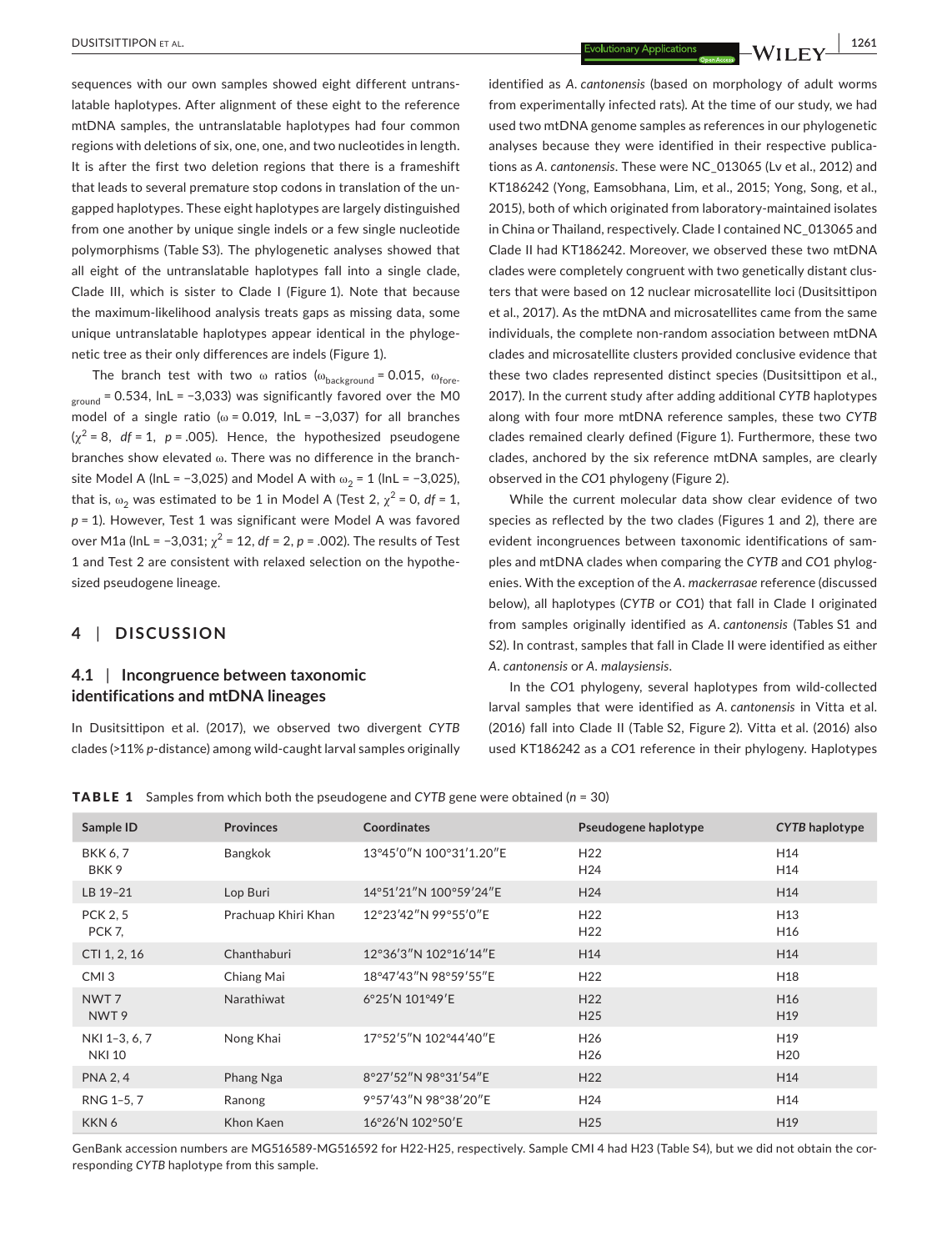sequences with our own samples showed eight different untranslatable haplotypes. After alignment of these eight to the reference mtDNA samples, the untranslatable haplotypes had four common regions with deletions of six, one, one, and two nucleotides in length. It is after the first two deletion regions that there is a frameshift that leads to several premature stop codons in translation of the ungapped haplotypes. These eight haplotypes are largely distinguished from one another by unique single indels or a few single nucleotide polymorphisms (Table S3). The phylogenetic analyses showed that all eight of the untranslatable haplotypes fall into a single clade, Clade III, which is sister to Clade I (Figure 1). Note that because the maximum-likelihood analysis treats gaps as missing data, some unique untranslatable haplotypes appear identical in the phylogenetic tree as their only differences are indels (Figure 1).

The branch test with two ω ratios ($\omega_{background}$ = 0.015, $\omega_{foreground}$ = 0.534, lnL = −3,033) was significantly favored over the M0 model of a single ratio (ω = 0.019, lnL = −3,037) for all branches ($\chi^2$ = 8, *df* = 1, *p* = .005). Hence, the hypothesized pseudogene branches show elevated ω. There was no difference in the branch-site Model A (lnL = −3,025) and Model A with $\omega_2$ = 1 (lnL = −3,025), that is, $\omega_2$ was estimated to be 1 in Model A (Test 2, $\chi^2$ = 0, *df* = 1, *p* = 1). However, Test 1 was significant were Model A was favored over M1a (lnL = −3,031; $\chi^2$ = 12, *df* = 2, *p* = .002). The results of Test 1 and Test 2 are consistent with relaxed selection on the hypothesized pseudogene lineage.

## 4 | DISCUSSION

### 4.1 | Incongruence between taxonomic identifications and mtDNA lineages

In Dusitsittipon et al. (2017), we observed two divergent *CYTB* clades (>11% *p*-distance) among wild-caught larval samples originally identified as *A. cantonensis* (based on morphology of adult worms from experimentally infected rats). At the time of our study, we had used two mtDNA genome samples as references in our phylogenetic analyses because they were identified in their respective publications as *A. cantonensis*. These were NC_013065 (Lv et al., 2012) and KT186242 (Yong, Eamsobhana, Lim, et al., 2015; Yong, Song, et al., 2015), both of which originated from laboratory-maintained isolates in China or Thailand, respectively. Clade I contained NC_013065 and Clade II had KT186242. Moreover, we observed these two mtDNA clades were completely congruent with two genetically distant clusters that were based on 12 nuclear microsatellite loci (Dusitsittipon et al., 2017). As the mtDNA and microsatellites came from the same individuals, the complete non-random association between mtDNA clades and microsatellite clusters provided conclusive evidence that these two clades represented distinct species (Dusitsittipon et al., 2017). In the current study after adding additional *CYTB* haplotypes along with four more mtDNA reference samples, these two *CYTB* clades remained clearly defined (Figure 1). Furthermore, these two clades, anchored by the six reference mtDNA samples, are clearly observed in the *CO1* phylogeny (Figure 2).

While the current molecular data show clear evidence of two species as reflected by the two clades (Figures 1 and 2), there are evident incongruences between taxonomic identifications of samples and mtDNA clades when comparing the *CYTB* and *CO1* phylogenies. With the exception of the *A. mackerrasae* reference (discussed below), all haplotypes (*CYTB* or *CO1*) that fall in Clade I originated from samples originally identified as *A. cantonensis* (Tables S1 and S2). In contrast, samples that fall in Clade II were identified as either *A. cantonensis* or *A. malaysiensis*.

In the *CO1* phylogeny, several haplotypes from wild-collected larval samples that were identified as *A. cantonensis* in Vitta et al. (2016) fall into Clade II (Table S2, Figure 2). Vitta et al. (2016) also used KT186242 as a *CO1* reference in their phylogeny. Haplotypes

**TABLE 1** Samples from which both the pseudogene and *CYTB* gene were obtained (*n* = 30)

| Sample ID | Provinces | Coordinates | Pseudogene haplotype | *CYTB* haplotype |
|---|---|---|---|---|
| BKK 6, 7<br>BKK 9 | Bangkok | 13°45′0″N 100°31′1.20″E | H22<br>H24 | H14<br>H14 |
| LB 19–21 | Lop Buri | 14°51′21″N 100°59′24″E | H24 | H14 |
| PCK 2, 5<br>PCK 7, | Prachuap Khiri Khan | 12°23′42″N 99°55′0″E | H22<br>H22 | H13<br>H16 |
| CTI 1, 2, 16 | Chanthaburi | 12°36′3″N 102°16′14″E | H14 | H14 |
| CMI 3 | Chiang Mai | 18°47′43″N 98°59′55″E | H22 | H18 |
| NWT 7<br>NWT 9 | Narathiwat | 6°25′N 101°49′E | H22<br>H25 | H16<br>H19 |
| NKI 1–3, 6, 7<br>NKI 10 | Nong Khai | 17°52′5″N 102°44′40″E | H26<br>H26 | H19<br>H20 |
| PNA 2, 4 | Phang Nga | 8°27′52″N 98°31′54″E | H22 | H14 |
| RNG 1–5, 7 | Ranong | 9°57′43″N 98°38′20″E | H24 | H14 |
| KKN 6 | Khon Kaen | 16°26′N 102°50′E | H25 | H19 |

GenBank accession numbers are MG516589-MG516592 for H22-H25, respectively. Sample CMI 4 had H23 (Table S4), but we did not obtain the corresponding *CYTB* haplotype from this sample.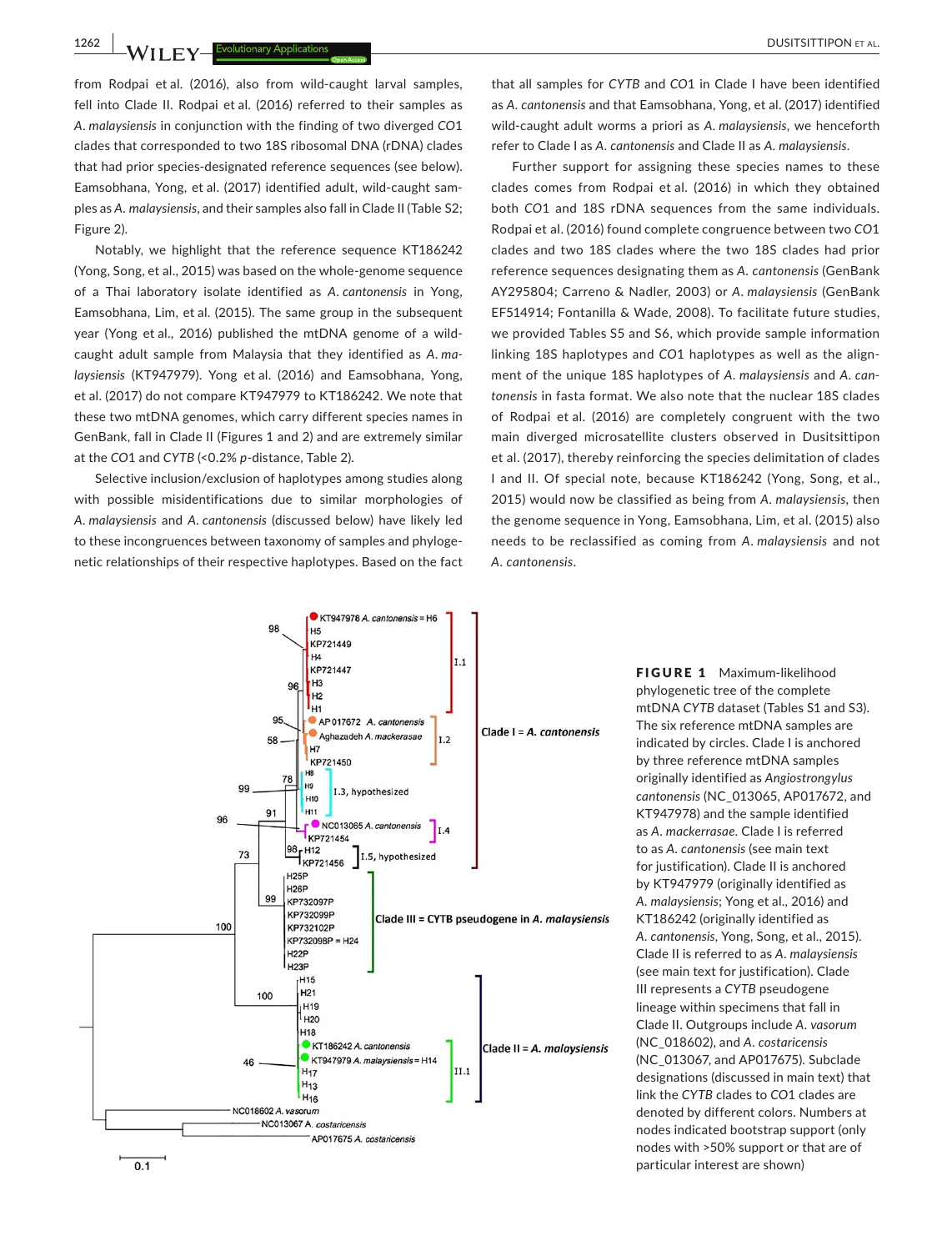from Rodpai et al. (2016), also from wild-caught larval samples, fell into Clade II. Rodpai et al. (2016) referred to their samples as *A. malaysiensis* in conjunction with the finding of two diverged *CO1* clades that corresponded to two 18S ribosomal DNA (rDNA) clades that had prior species-designated reference sequences (see below). Eamsobhana, Yong, et al. (2017) identified adult, wild-caught samples as *A. malaysiensis*, and their samples also fall in Clade II (Table S2; Figure 2).

Notably, we highlight that the reference sequence KT186242 (Yong, Song, et al., 2015) was based on the whole-genome sequence of a Thai laboratory isolate identified as *A. cantonensis* in Yong, Eamsobhana, Lim, et al. (2015). The same group in the subsequent year (Yong et al., 2016) published the mtDNA genome of a wild-caught adult sample from Malaysia that they identified as *A. malaysiensis* (KT947979). Yong et al. (2016) and Eamsobhana, Yong, et al. (2017) do not compare KT947979 to KT186242. We note that these two mtDNA genomes, which carry different species names in GenBank, fall in Clade II (Figures 1 and 2) and are extremely similar at the *CO1* and *CYTB* (<0.2% *p*-distance, Table 2).

Selective inclusion/exclusion of haplotypes among studies along with possible misidentifications due to similar morphologies of *A. malaysiensis* and *A. cantonensis* (discussed below) have likely led to these incongruences between taxonomy of samples and phylogenetic relationships of their respective haplotypes. Based on the fact that all samples for *CYTB* and *CO1* in Clade I have been identified as *A. cantonensis* and that Eamsobhana, Yong, et al. (2017) identified wild-caught adult worms a priori as *A. malaysiensis*, we henceforth refer to Clade I as *A. cantonensis* and Clade II as *A. malaysiensis*.

Further support for assigning these species names to these clades comes from Rodpai et al. (2016) in which they obtained both *CO1* and 18S rDNA sequences from the same individuals. Rodpai et al. (2016) found complete congruence between two *CO1* clades and two 18S clades where the two 18S clades had prior reference sequences designating them as *A. cantonensis* (GenBank AY295804; Carreno & Nadler, 2003) or *A. malaysiensis* (GenBank EF514914; Fontanilla & Wade, 2008). To facilitate future studies, we provided Tables S5 and S6, which provide sample information linking 18S haplotypes and *CO1* haplotypes as well as the alignment of the unique 18S haplotypes of *A. malaysiensis* and *A. cantonensis* in fasta format. We also note that the nuclear 18S clades of Rodpai et al. (2016) are completely congruent with the two main diverged microsatellite clusters observed in Dusitsittipon et al. (2017), thereby reinforcing the species delimitation of clades I and II. Of special note, because KT186242 (Yong, Song, et al., 2015) would now be classified as being from *A. malaysiensis*, then the genome sequence in Yong, Eamsobhana, Lim, et al. (2015) also needs to be reclassified as coming from *A. malaysiensis* and not *A. cantonensis*.

**FIGURE 1** Maximum-likelihood phylogenetic tree of the complete mtDNA *CYTB* dataset (Tables S1 and S3). The six reference mtDNA samples are indicated by circles. Clade I is anchored by three reference mtDNA samples originally identified as *Angiostrongylus cantonensis* (NC_013065, AP017672, and KT947978) and the sample identified as *A. mackerrasae*. Clade I is referred to as *A. cantonensis* (see main text for justification). Clade II is anchored by KT947979 (originally identified as *A. malaysiensis*; Yong et al., 2016) and KT186242 (originally identified as *A. cantonensis*, Yong, Song, et al., 2015). Clade II is referred to as *A. malaysiensis* (see main text for justification). Clade III represents a *CYTB* pseudogene lineage within specimens that fall in Clade II. Outgroups include *A. vasorum* (NC_018602), and *A. costaricensis* (NC_013067, and AP017675). Subclade designations (discussed in main text) that link the *CYTB* clades to *CO1* clades are denoted by different colors. Numbers at nodes indicated bootstrap support (only nodes with >50% support or that are of particular interest are shown)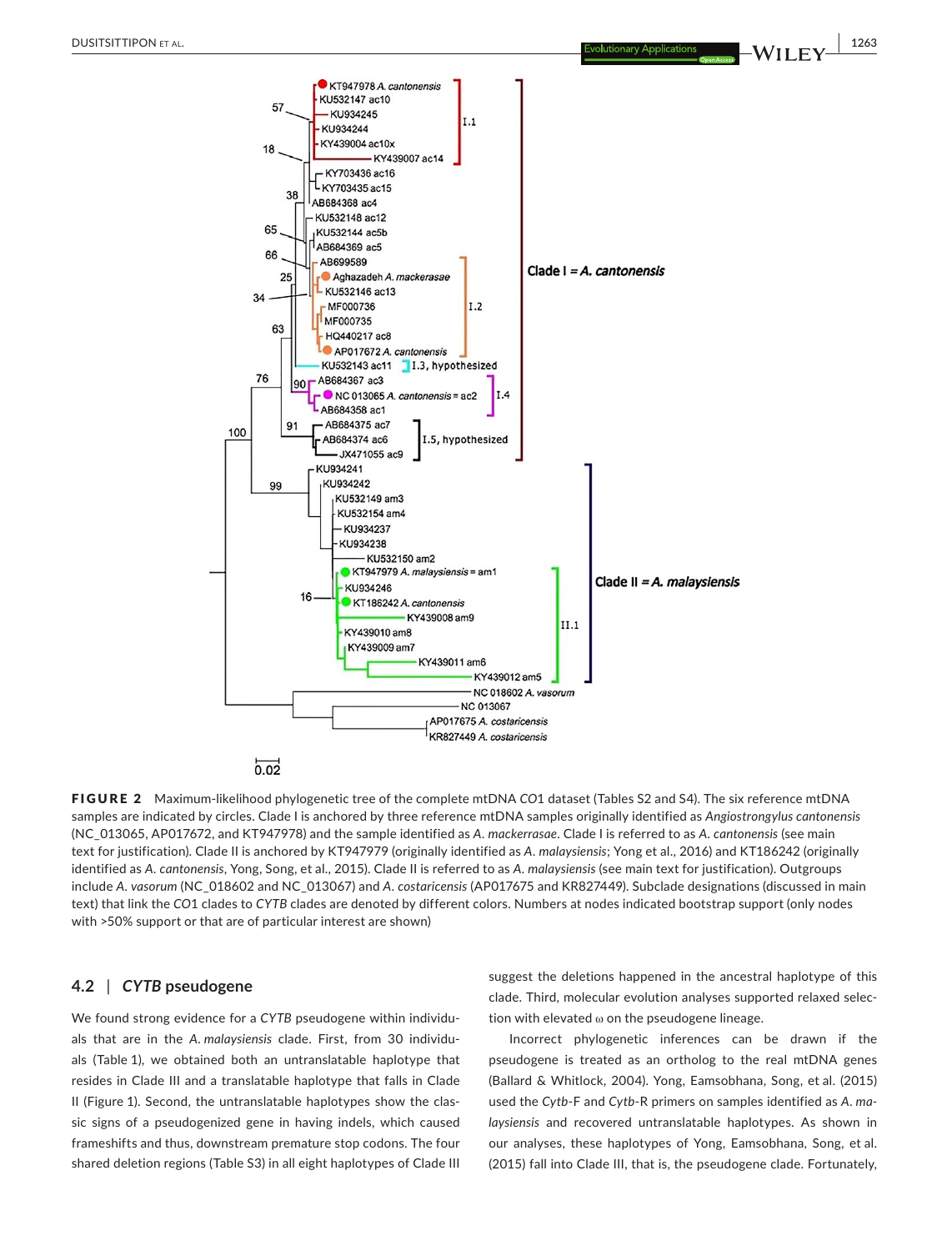**FIGURE 2** Maximum-likelihood phylogenetic tree of the complete mtDNA *CO1* dataset (Tables S2 and S4). The six reference mtDNA samples are indicated by circles. Clade I is anchored by three reference mtDNA samples originally identified as *Angiostrongylus cantonensis* (NC_013065, AP017672, and KT947978) and the sample identified as *A. mackerrasae*. Clade I is referred to as *A. cantonensis* (see main text for justification). Clade II is anchored by KT947979 (originally identified as *A. malaysiensis*; Yong et al., 2016) and KT186242 (originally identified as *A. cantonensis*, Yong, Song, et al., 2015). Clade II is referred to as *A. malaysiensis* (see main text for justification). Outgroups include *A. vasorum* (NC_018602 and NC_013067) and *A. costaricensis* (AP017675 and KR827449). Subclade designations (discussed in main text) that link the *CO1* clades to *CYTB* clades are denoted by different colors. Numbers at nodes indicated bootstrap support (only nodes with >50% support or that are of particular interest are shown)

### 4.2 | *CYTB* pseudogene

We found strong evidence for a *CYTB* pseudogene within individuals that are in the *A. malaysiensis* clade. First, from 30 individuals (Table 1), we obtained both an untranslatable haplotype that resides in Clade III and a translatable haplotype that falls in Clade II (Figure 1). Second, the untranslatable haplotypes show the classic signs of a pseudogenized gene in having indels, which caused frameshifts and thus, downstream premature stop codons. The four shared deletion regions (Table S3) in all eight haplotypes of Clade III suggest the deletions happened in the ancestral haplotype of this clade. Third, molecular evolution analyses supported relaxed selection with elevated ω on the pseudogene lineage.

Incorrect phylogenetic inferences can be drawn if the pseudogene is treated as an ortholog to the real mtDNA genes (Ballard & Whitlock, 2004). Yong, Eamsobhana, Song, et al. (2015) used the Cytb-F and Cytb-R primers on samples identified as *A. malaysiensis* and recovered untranslatable haplotypes. As shown in our analyses, these haplotypes of Yong, Eamsobhana, Song, et al. (2015) fall into Clade III, that is, the pseudogene clade. Fortunately,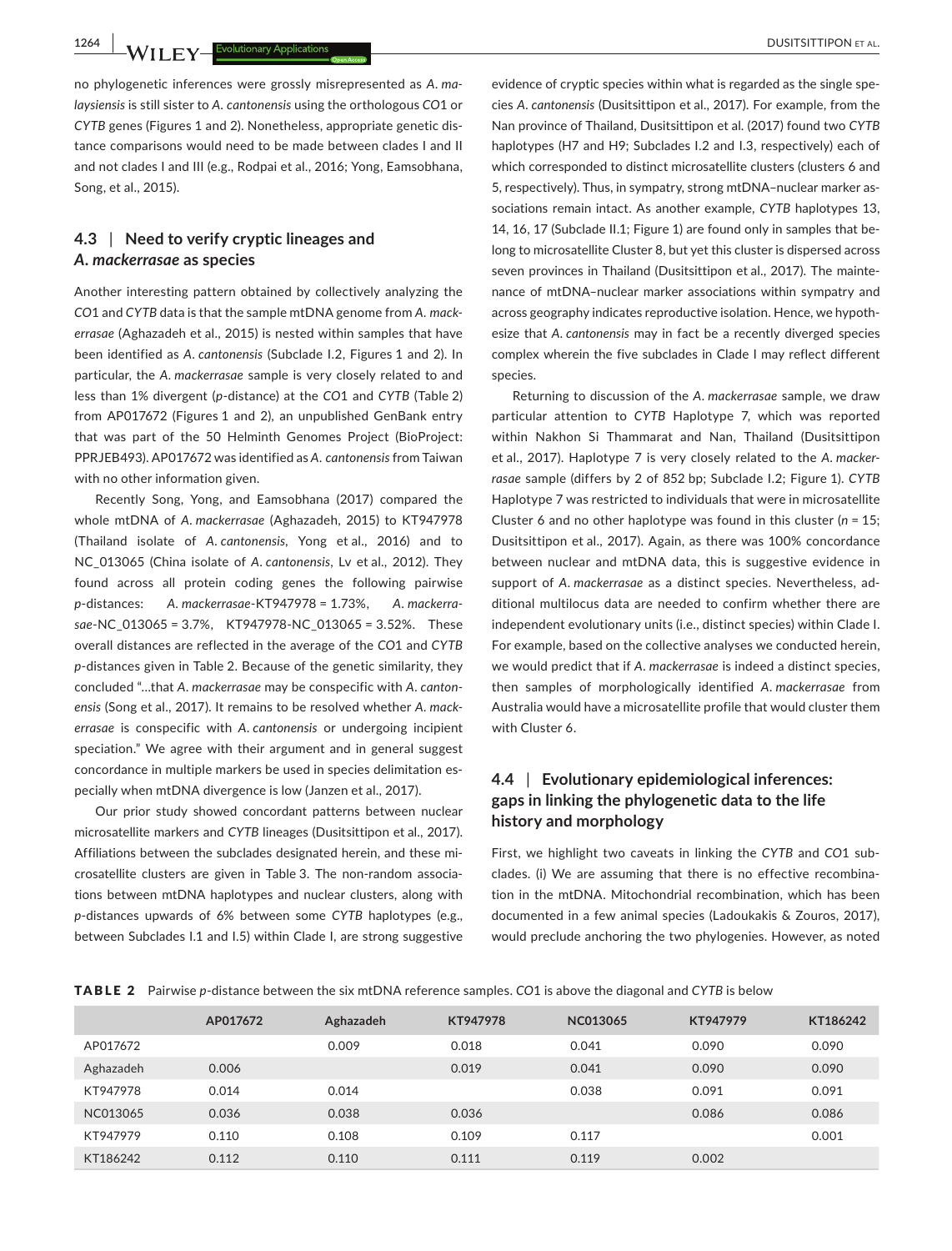no phylogenetic inferences were grossly misrepresented as *A. malaysiensis* is still sister to *A. cantonensis* using the orthologous *CO1* or *CYTB* genes (Figures 1 and 2). Nonetheless, appropriate genetic distance comparisons would need to be made between clades I and II and not clades I and III (e.g., Rodpai et al., 2016; Yong, Eamsobhana, Song, et al., 2015).

### 4.3 | Need to verify cryptic lineages and *A. mackerrasae* as species

Another interesting pattern obtained by collectively analyzing the *CO1* and *CYTB* data is that the sample mtDNA genome from *A. mackerrasae* (Aghazadeh et al., 2015) is nested within samples that have been identified as *A. cantonensis* (Subclade I.2, Figures 1 and 2). In particular, the *A. mackerrasae* sample is very closely related to and less than 1% divergent (*p*-distance) at the *CO1* and *CYTB* (Table 2) from AP017672 (Figures 1 and 2), an unpublished GenBank entry that was part of the 50 Helminth Genomes Project (BioProject: PPRJEB493). AP017672 was identified as *A. cantonensis* from Taiwan with no other information given.

Recently Song, Yong, and Eamsobhana (2017) compared the whole mtDNA of *A. mackerrasae* (Aghazadeh, 2015) to KT947978 (Thailand isolate of *A. cantonensis*, Yong et al., 2016) and to NC_013065 (China isolate of *A. cantonensis*, Lv et al., 2012). They found across all protein coding genes the following pairwise *p*-distances: *A. mackerrasae*-KT947978 = 1.73%, *A. mackerrasae*-NC_013065 = 3.7%, KT947978-NC_013065 = 3.52%. These overall distances are reflected in the average of the *CO1* and *CYTB* *p*-distances given in Table 2. Because of the genetic similarity, they concluded "…that *A. mackerrasae* may be conspecific with *A. cantonensis* (Song et al., 2017). It remains to be resolved whether *A. mackerrasae* is conspecific with *A. cantonensis* or undergoing incipient speciation." We agree with their argument and in general suggest concordance in multiple markers be used in species delimitation especially when mtDNA divergence is low (Janzen et al., 2017).

Our prior study showed concordant patterns between nuclear microsatellite markers and *CYTB* lineages (Dusitsittipon et al., 2017). Affiliations between the subclades designated herein, and these microsatellite clusters are given in Table 3. The non-random associations between mtDNA haplotypes and nuclear clusters, along with *p*-distances upwards of 6% between some *CYTB* haplotypes (e.g., between Subclades I.1 and I.5) within Clade I, are strong suggestive evidence of cryptic species within what is regarded as the single species *A. cantonensis* (Dusitsittipon et al., 2017). For example, from the Nan province of Thailand, Dusitsittipon et al. (2017) found two *CYTB* haplotypes (H7 and H9; Subclades I.2 and I.3, respectively) each of which corresponded to distinct microsatellite clusters (clusters 6 and 5, respectively). Thus, in sympatry, strong mtDNA–nuclear marker associations remain intact. As another example, *CYTB* haplotypes 13, 14, 16, 17 (Subclade II.1; Figure 1) are found only in samples that belong to microsatellite Cluster 8, but yet this cluster is dispersed across seven provinces in Thailand (Dusitsittipon et al., 2017). The maintenance of mtDNA–nuclear marker associations within sympatry and across geography indicates reproductive isolation. Hence, we hypothesize that *A. cantonensis* may in fact be a recently diverged species complex wherein the five subclades in Clade I may reflect different species.

Returning to discussion of the *A. mackerrasae* sample, we draw particular attention to *CYTB* Haplotype 7, which was reported within Nakhon Si Thammarat and Nan, Thailand (Dusitsittipon et al., 2017). Haplotype 7 is very closely related to the *A. mackerrasae* sample (differs by 2 of 852 bp; Subclade I.2; Figure 1). *CYTB* Haplotype 7 was restricted to individuals that were in microsatellite Cluster 6 and no other haplotype was found in this cluster ($n = 15$; Dusitsittipon et al., 2017). Again, as there was 100% concordance between nuclear and mtDNA data, this is suggestive evidence in support of *A. mackerrasae* as a distinct species. Nevertheless, additional multilocus data are needed to confirm whether there are independent evolutionary units (i.e., distinct species) within Clade I. For example, based on the collective analyses we conducted herein, we would predict that if *A. mackerrasae* is indeed a distinct species, then samples of morphologically identified *A. mackerrasae* from Australia would have a microsatellite profile that would cluster them with Cluster 6.

### 4.4 | Evolutionary epidemiological inferences: gaps in linking the phylogenetic data to the life history and morphology

First, we highlight two caveats in linking the *CYTB* and *CO1* subclades. (i) We are assuming that there is no effective recombination in the mtDNA. Mitochondrial recombination, which has been documented in a few animal species (Ladoukakis & Zouros, 2017), would preclude anchoring the two phylogenies. However, as noted

**TABLE 2** Pairwise *p*-distance between the six mtDNA reference samples. *CO1* is above the diagonal and *CYTB* is below

| | AP017672 | Aghazadeh | KT947978 | NC013065 | KT947979 | KT186242 |
|---|---|---|---|---|---|---|
| AP017672 | | 0.009 | 0.018 | 0.041 | 0.090 | 0.090 |
| Aghazadeh | 0.006 | | 0.019 | 0.041 | 0.090 | 0.090 |
| KT947978 | 0.014 | 0.014 | | 0.038 | 0.091 | 0.091 |
| NC013065 | 0.036 | 0.038 | 0.036 | | 0.086 | 0.086 |
| KT947979 | 0.110 | 0.108 | 0.109 | 0.117 | | 0.001 |
| KT186242 | 0.112 | 0.110 | 0.111 | 0.119 | 0.002 | |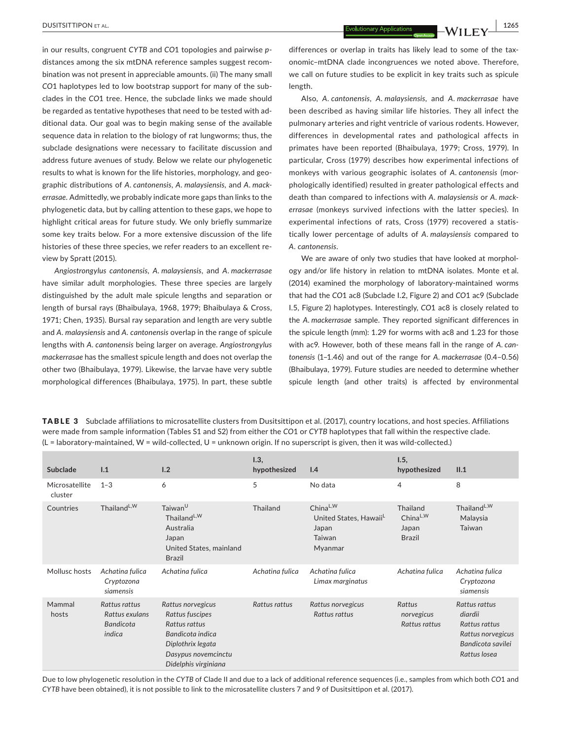in our results, congruent *CYTB* and *CO*1 topologies and pairwise *p*-distances among the six mtDNA reference samples suggest recombination was not present in appreciable amounts. (ii) The many small *CO*1 haplotypes led to low bootstrap support for many of the subclades in the *CO*1 tree. Hence, the subclade links we made should be regarded as tentative hypotheses that need to be tested with additional data. Our goal was to begin making sense of the available sequence data in relation to the biology of rat lungworms; thus, the subclade designations were necessary to facilitate discussion and address future avenues of study. Below we relate our phylogenetic results to what is known for the life histories, morphology, and geographic distributions of *A. cantonensis*, *A. malaysiensis*, and *A. mackerrasae*. Admittedly, we probably indicate more gaps than links to the phylogenetic data, but by calling attention to these gaps, we hope to highlight critical areas for future study. We only briefly summarize some key traits below. For a more extensive discussion of the life histories of these three species, we refer readers to an excellent review by Spratt (2015).

*Angiostrongylus cantonensis*, *A. malaysiensis*, and *A. mackerrasae* have similar adult morphologies. These three species are largely distinguished by the adult male spicule lengths and separation or length of bursal rays (Bhaibulaya, 1968, 1979; Bhaibulaya & Cross, 1971; Chen, 1935). Bursal ray separation and length are very subtle and *A. malaysiensis* and *A. cantonensis* overlap in the range of spicule lengths with *A. cantonensis* being larger on average. *Angiostrongylus mackerrasae* has the smallest spicule length and does not overlap the other two (Bhaibulaya, 1979). Likewise, the larvae have very subtle morphological differences (Bhaibulaya, 1975). In part, these subtle differences or overlap in traits has likely lead to some of the taxonomic–mtDNA clade incongruences we noted above. Therefore, we call on future studies to be explicit in key traits such as spicule length.

Also, *A. cantonensis*, *A. malaysiensis*, and *A. mackerrasae* have been described as having similar life histories. They all infect the pulmonary arteries and right ventricle of various rodents. However, differences in developmental rates and pathological affects in primates have been reported (Bhaibulaya, 1979; Cross, 1979). In particular, Cross (1979) describes how experimental infections of monkeys with various geographic isolates of *A. cantonensis* (morphologically identified) resulted in greater pathological effects and death than compared to infections with *A. malaysiensis* or *A. mackerrasae* (monkeys survived infections with the latter species). In experimental infections of rats, Cross (1979) recovered a statistically lower percentage of adults of *A. malaysiensis* compared to *A. cantonensis*.

We are aware of only two studies that have looked at morphology and/or life history in relation to mtDNA isolates. Monte et al. (2014) examined the morphology of laboratory-maintained worms that had the *CO*1 ac8 (Subclade I.2, Figure 2) and *CO*1 ac9 (Subclade I.5, Figure 2) haplotypes. Interestingly, *CO*1 ac8 is closely related to the *A. mackerrasae* sample. They reported significant differences in the spicule length (mm): 1.29 for worms with ac8 and 1.23 for those with ac9. However, both of these means fall in the range of *A. cantonensis* (1–1.46) and out of the range for *A. mackerrasae* (0.4–0.56) (Bhaibulaya, 1979). Future studies are needed to determine whether spicule length (and other traits) is affected by environmental

**TABLE 3** Subclade affiliations to microsatellite clusters from Dusitsittipon et al. (2017), country locations, and host species. Affiliations were made from sample information (Tables S1 and S2) from either the *CO*1 or *CYTB* haplotypes that fall within the respective clade. (L = laboratory-maintained, W = wild-collected, U = unknown origin. If no superscript is given, then it was wild-collected.)

| Subclade | I.1 | I.2 | I.3, hypothesized | I.4 | I.5, hypothesized | II.1 |
|---|---|---|---|---|---|---|
| Microsatellite cluster | 1–3 | 6 | 5 | No data | 4 | 8 |
| Countries | Thailand$^{L,W}$ | Taiwan$^{U}$<br>Thailand$^{L,W}$<br>Australia<br>Japan<br>United States, mainland<br>Brazil | Thailand | China$^{L,W}$<br>United States, Hawaii$^{L}$<br>Japan<br>Taiwan<br>Myanmar | Thailand<br>China$^{L,W}$<br>Japan<br>Brazil | Thailand$^{L,W}$<br>Malaysia<br>Taiwan |
| Mollusc hosts | *Achatina fulica*<br>*Cryptozona siamensis* | *Achatina fulica* | *Achatina fulica* | *Achatina fulica*<br>*Limax marginatus* | *Achatina fulica* | *Achatina fulica*<br>*Cryptozona siamensis* |
| Mammal hosts | *Rattus rattus*<br>*Rattus exulans*<br>*Bandicota indica* | *Rattus norvegicus*<br>*Rattus fuscipes*<br>*Rattus rattus*<br>*Bandicota indica*<br>*Diplothrix legata*<br>*Dasypus novemcinctu*<br>*Didelphis virginiana* | *Rattus rattus* | *Rattus norvegicus*<br>*Rattus rattus* | *Rattus norvegicus*<br>*Rattus rattus* | *Rattus rattus diardii*<br>*Rattus rattus*<br>*Rattus norvegicus*<br>*Bandicota savilei*<br>*Rattus losea* |

Due to low phylogenetic resolution in the *CYTB* of Clade II and due to a lack of additional reference sequences (i.e., samples from which both *CO*1 and *CYTB* have been obtained), it is not possible to link to the microsatellite clusters 7 and 9 of Dusitsittipon et al. (2017).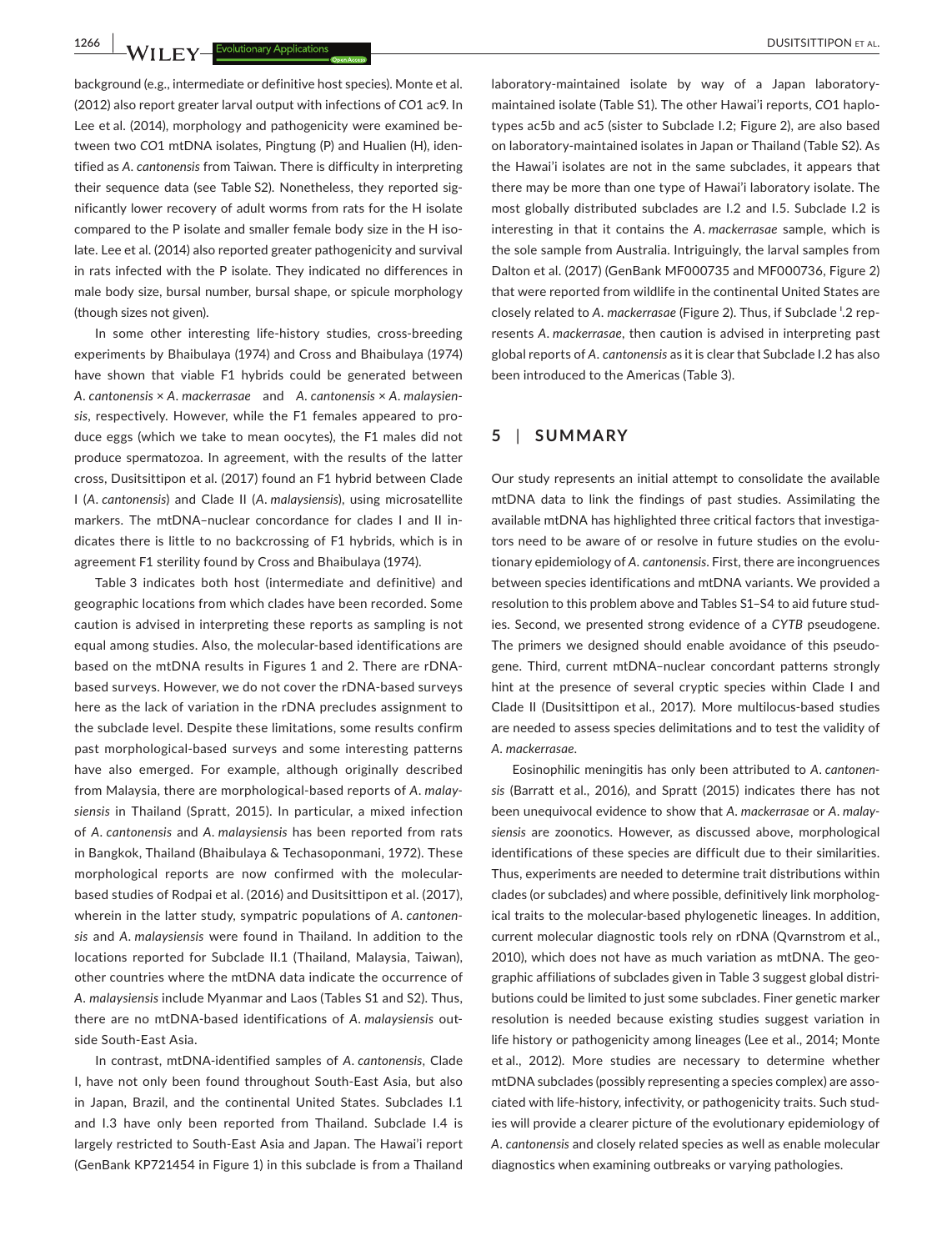background (e.g., intermediate or definitive host species). Monte et al. (2012) also report greater larval output with infections of *CO1* ac9. In Lee et al. (2014), morphology and pathogenicity were examined between two *CO1* mtDNA isolates, Pingtung (P) and Hualien (H), identified as *A. cantonensis* from Taiwan. There is difficulty in interpreting their sequence data (see Table S2). Nonetheless, they reported significantly lower recovery of adult worms from rats for the H isolate compared to the P isolate and smaller female body size in the H isolate. Lee et al. (2014) also reported greater pathogenicity and survival in rats infected with the P isolate. They indicated no differences in male body size, bursal number, bursal shape, or spicule morphology (though sizes not given).

In some other interesting life-history studies, cross-breeding experiments by Bhaibulaya (1974) and Cross and Bhaibulaya (1974) have shown that viable F1 hybrids could be generated between *A. cantonensis* × *A. mackerrasae* and *A. cantonensis* × *A. malaysiensis*, respectively. However, while the F1 females appeared to produce eggs (which we take to mean oocytes), the F1 males did not produce spermatozoa. In agreement, with the results of the latter cross, Dusitsittipon et al. (2017) found an F1 hybrid between Clade I (*A. cantonensis*) and Clade II (*A. malaysiensis*), using microsatellite markers. The mtDNA–nuclear concordance for clades I and II indicates there is little to no backcrossing of F1 hybrids, which is in agreement F1 sterility found by Cross and Bhaibulaya (1974).

Table 3 indicates both host (intermediate and definitive) and geographic locations from which clades have been recorded. Some caution is advised in interpreting these reports as sampling is not equal among studies. Also, the molecular-based identifications are based on the mtDNA results in Figures 1 and 2. There are rDNA-based surveys. However, we do not cover the rDNA-based surveys here as the lack of variation in the rDNA precludes assignment to the subclade level. Despite these limitations, some results confirm past morphological-based surveys and some interesting patterns have also emerged. For example, although originally described from Malaysia, there are morphological-based reports of *A. malaysiensis* in Thailand (Spratt, 2015). In particular, a mixed infection of *A. cantonensis* and *A. malaysiensis* has been reported from rats in Bangkok, Thailand (Bhaibulaya & Techasoponmani, 1972). These morphological reports are now confirmed with the molecular-based studies of Rodpai et al. (2016) and Dusitsittipon et al. (2017), wherein in the latter study, sympatric populations of *A. cantonensis* and *A. malaysiensis* were found in Thailand. In addition to the locations reported for Subclade II.1 (Thailand, Malaysia, Taiwan), other countries where the mtDNA data indicate the occurrence of *A. malaysiensis* include Myanmar and Laos (Tables S1 and S2). Thus, there are no mtDNA-based identifications of *A. malaysiensis* outside South-East Asia.

In contrast, mtDNA-identified samples of *A. cantonensis*, Clade I, have not only been found throughout South-East Asia, but also in Japan, Brazil, and the continental United States. Subclades I.1 and I.3 have only been reported from Thailand. Subclade I.4 is largely restricted to South-East Asia and Japan. The Hawai'i report (GenBank KP721454 in Figure 1) in this subclade is from a Thailand laboratory-maintained isolate by way of a Japan laboratory-maintained isolate (Table S1). The other Hawai'i reports, *CO1* haplotypes ac5b and ac5 (sister to Subclade I.2; Figure 2), are also based on laboratory-maintained isolates in Japan or Thailand (Table S2). As the Hawai'i isolates are not in the same subclades, it appears that there may be more than one type of Hawai'i laboratory isolate. The most globally distributed subclades are I.2 and I.5. Subclade I.2 is interesting in that it contains the *A. mackerrasae* sample, which is the sole sample from Australia. Intriguingly, the larval samples from Dalton et al. (2017) (GenBank MF000735 and MF000736, Figure 2) that were reported from wildlife in the continental United States are closely related to *A. mackerrasae* (Figure 2). Thus, if Subclade I.2 represents *A. mackerrasae*, then caution is advised in interpreting past global reports of *A. cantonensis* as it is clear that Subclade I.2 has also been introduced to the Americas (Table 3).

## 5 | SUMMARY

Our study represents an initial attempt to consolidate the available mtDNA data to link the findings of past studies. Assimilating the available mtDNA has highlighted three critical factors that investigators need to be aware of or resolve in future studies on the evolutionary epidemiology of *A. cantonensis*. First, there are incongruences between species identifications and mtDNA variants. We provided a resolution to this problem above and Tables S1–S4 to aid future studies. Second, we presented strong evidence of a *CYTB* pseudogene. The primers we designed should enable avoidance of this pseudogene. Third, current mtDNA–nuclear concordant patterns strongly hint at the presence of several cryptic species within Clade I and Clade II (Dusitsittipon et al., 2017). More multilocus-based studies are needed to assess species delimitations and to test the validity of *A. mackerrasae*.

Eosinophilic meningitis has only been attributed to *A. cantonensis* (Barratt et al., 2016), and Spratt (2015) indicates there has not been unequivocal evidence to show that *A. mackerrasae* or *A. malaysiensis* are zoonotics. However, as discussed above, morphological identifications of these species are difficult due to their similarities. Thus, experiments are needed to determine trait distributions within clades (or subclades) and where possible, definitively link morphological traits to the molecular-based phylogenetic lineages. In addition, current molecular diagnostic tools rely on rDNA (Qvarnstrom et al., 2010), which does not have as much variation as mtDNA. The geographic affiliations of subclades given in Table 3 suggest global distributions could be limited to just some subclades. Finer genetic marker resolution is needed because existing studies suggest variation in life history or pathogenicity among lineages (Lee et al., 2014; Monte et al., 2012). More studies are necessary to determine whether mtDNA subclades (possibly representing a species complex) are associated with life-history, infectivity, or pathogenicity traits. Such studies will provide a clearer picture of the evolutionary epidemiology of *A. cantonensis* and closely related species as well as enable molecular diagnostics when examining outbreaks or varying pathologies.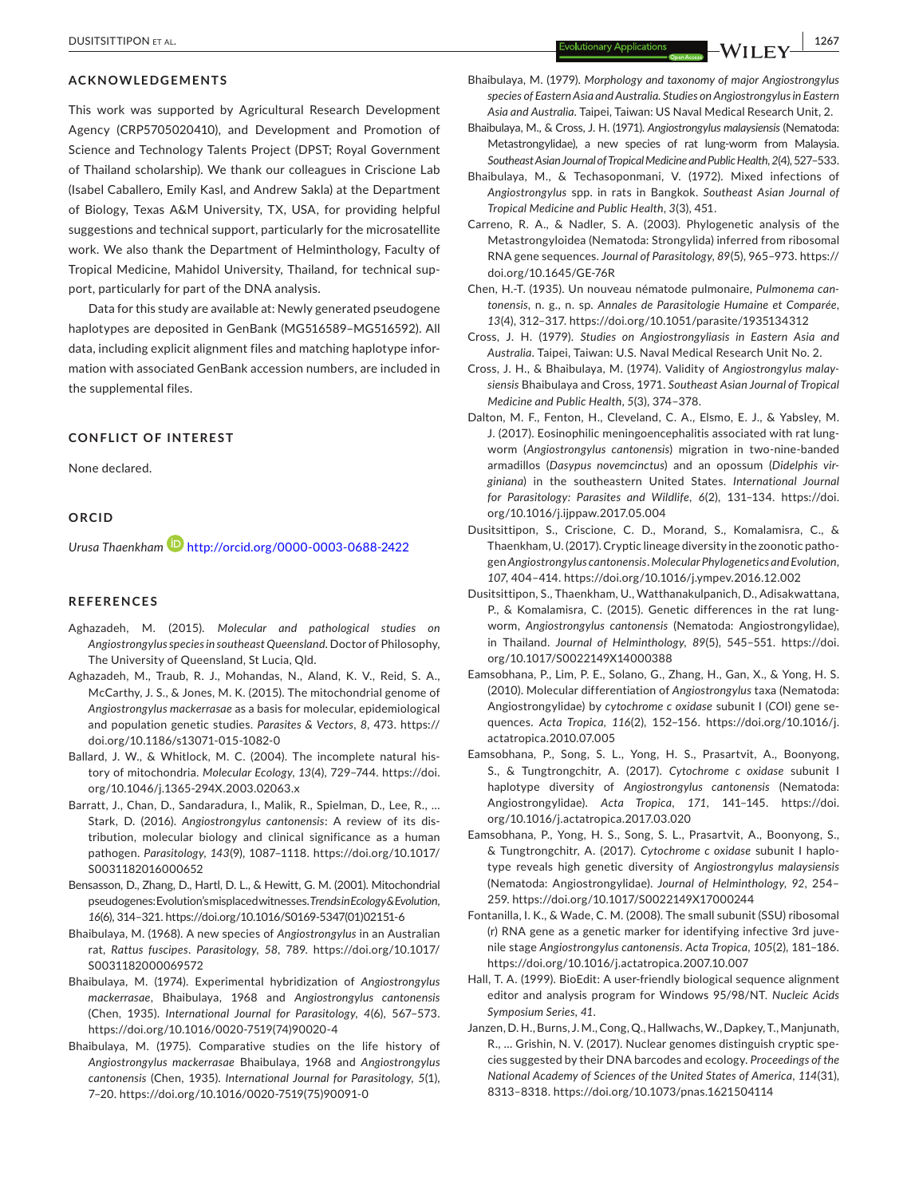## ACKNOWLEDGEMENTS

This work was supported by Agricultural Research Development Agency (CRP5705020410), and Development and Promotion of Science and Technology Talents Project (DPST; Royal Government of Thailand scholarship). We thank our colleagues in Criscione Lab (Isabel Caballero, Emily Kasl, and Andrew Sakla) at the Department of Biology, Texas A&M University, TX, USA, for providing helpful suggestions and technical support, particularly for the microsatellite work. We also thank the Department of Helminthology, Faculty of Tropical Medicine, Mahidol University, Thailand, for technical support, particularly for part of the DNA analysis.

Data for this study are available at: Newly generated pseudogene haplotypes are deposited in GenBank (MG516589–MG516592). All data, including explicit alignment files and matching haplotype information with associated GenBank accession numbers, are included in the supplemental files.

## CONFLICT OF INTEREST

None declared.

## ORCID

*Urusa Thaenkham* http://orcid.org/0000-0003-0688-2422

## REFERENCES

Aghazadeh, M. (2015). *Molecular and pathological studies on Angiostrongylus species in southeast Queensland*. Doctor of Philosophy, The University of Queensland, St Lucia, Qld.

Aghazadeh, M., Traub, R. J., Mohandas, N., Aland, K. V., Reid, S. A., McCarthy, J. S., & Jones, M. K. (2015). The mitochondrial genome of *Angiostrongylus mackerrasae* as a basis for molecular, epidemiological and population genetic studies. *Parasites & Vectors*, *8*, 473. https://doi.org/10.1186/s13071-015-1082-0

Ballard, J. W., & Whitlock, M. C. (2004). The incomplete natural history of mitochondria. *Molecular Ecology*, *13*(4), 729–744. https://doi.org/10.1046/j.1365-294X.2003.02063.x

Barratt, J., Chan, D., Sandaradura, I., Malik, R., Spielman, D., Lee, R., … Stark, D. (2016). *Angiostrongylus cantonensis*: A review of its distribution, molecular biology and clinical significance as a human pathogen. *Parasitology*, *143*(9), 1087–1118. https://doi.org/10.1017/S0031182016000652

Bensasson, D., Zhang, D., Hartl, D. L., & Hewitt, G. M. (2001). Mitochondrial pseudogenes: Evolution's misplaced witnesses. *Trends in Ecology & Evolution*, *16*(6), 314–321. https://doi.org/10.1016/S0169-5347(01)02151-6

Bhaibulaya, M. (1968). A new species of *Angiostrongylus* in an Australian rat, *Rattus fuscipes*. *Parasitology*, *58*, 789. https://doi.org/10.1017/S0031182000069572

Bhaibulaya, M. (1974). Experimental hybridization of *Angiostrongylus mackerrasae*, Bhaibulaya, 1968 and *Angiostrongylus cantonensis* (Chen, 1935). *International Journal for Parasitology*, *4*(6), 567–573. https://doi.org/10.1016/0020-7519(74)90020-4

Bhaibulaya, M. (1975). Comparative studies on the life history of *Angiostrongylus mackerrasae* Bhaibulaya, 1968 and *Angiostrongylus cantonensis* (Chen, 1935). *International Journal for Parasitology*, *5*(1), 7–20. https://doi.org/10.1016/0020-7519(75)90091-0

Bhaibulaya, M. (1979). *Morphology and taxonomy of major Angiostrongylus species of Eastern Asia and Australia. Studies on Angiostrongylus in Eastern Asia and Australia*. Taipei, Taiwan: US Naval Medical Research Unit, 2.

Bhaibulaya, M., & Cross, J. H. (1971). *Angiostrongylus malaysiensis* (Nematoda: Metastrongylidae), a new species of rat lung-worm from Malaysia. *Southeast Asian Journal of Tropical Medicine and Public Health*, *2*(4), 527–533.

Bhaibulaya, M., & Techasoponmani, V. (1972). Mixed infections of *Angiostrongylus* spp. in rats in Bangkok. *Southeast Asian Journal of Tropical Medicine and Public Health*, *3*(3), 451.

Carreno, R. A., & Nadler, S. A. (2003). Phylogenetic analysis of the Metastrongyloidea (Nematoda: Strongylida) inferred from ribosomal RNA gene sequences. *Journal of Parasitology*, *89*(5), 965–973. https://doi.org/10.1645/GE-76R

Chen, H.-T. (1935). Un nouveau nématode pulmonaire, *Pulmonema cantonensis*, n. g., n. sp. *Annales de Parasitologie Humaine et Comparée*, *13*(4), 312–317. https://doi.org/10.1051/parasite/1935134312

Cross, J. H. (1979). *Studies on Angiostrongyliasis in Eastern Asia and Australia*. Taipei, Taiwan: U.S. Naval Medical Research Unit No. 2.

Cross, J. H., & Bhaibulaya, M. (1974). Validity of *Angiostrongylus malaysiensis* Bhaibulaya and Cross, 1971. *Southeast Asian Journal of Tropical Medicine and Public Health*, *5*(3), 374–378.

Dalton, M. F., Fenton, H., Cleveland, C. A., Elsmo, E. J., & Yabsley, M. J. (2017). Eosinophilic meningoencephalitis associated with rat lungworm (*Angiostrongylus cantonensis*) migration in two-nine-banded armadillos (*Dasypus novemcinctus*) and an opossum (*Didelphis virginiana*) in the southeastern United States. *International Journal for Parasitology: Parasites and Wildlife*, *6*(2), 131–134. https://doi.org/10.1016/j.ijppaw.2017.05.004

Dusitsittipon, S., Criscione, C. D., Morand, S., Komalamisra, C., & Thaenkham, U. (2017). Cryptic lineage diversity in the zoonotic pathogen *Angiostrongylus cantonensis*. *Molecular Phylogenetics and Evolution*, *107*, 404–414. https://doi.org/10.1016/j.ympev.2016.12.002

Dusitsittipon, S., Thaenkham, U., Watthanakulpanich, D., Adisakwattana, P., & Komalamisra, C. (2015). Genetic differences in the rat lungworm, *Angiostrongylus cantonensis* (Nematoda: Angiostrongylidae), in Thailand. *Journal of Helminthology*, *89*(5), 545–551. https://doi.org/10.1017/S0022149X14000388

Eamsobhana, P., Lim, P. E., Solano, G., Zhang, H., Gan, X., & Yong, H. S. (2010). Molecular differentiation of *Angiostrongylus* taxa (Nematoda: Angiostrongylidae) by *cytochrome c oxidase* subunit I (*COI*) gene sequences. *Acta Tropica*, *116*(2), 152–156. https://doi.org/10.1016/j.actatropica.2010.07.005

Eamsobhana, P., Song, S. L., Yong, H. S., Prasartvit, A., Boonyong, S., & Tungtrongchitr, A. (2017). *Cytochrome c oxidase* subunit I haplotype diversity of *Angiostrongylus cantonensis* (Nematoda: Angiostrongylidae). *Acta Tropica*, *171*, 141–145. https://doi.org/10.1016/j.actatropica.2017.03.020

Eamsobhana, P., Yong, H. S., Song, S. L., Prasartvit, A., Boonyong, S., & Tungtrongchitr, A. (2017). *Cytochrome c oxidase* subunit I haplotype reveals high genetic diversity of *Angiostrongylus malaysiensis* (Nematoda: Angiostrongylidae). *Journal of Helminthology*, *92*, 254–259. https://doi.org/10.1017/S0022149X17000244

Fontanilla, I. K., & Wade, C. M. (2008). The small subunit (SSU) ribosomal (r) RNA gene as a genetic marker for identifying infective 3rd juvenile stage *Angiostrongylus cantonensis*. *Acta Tropica*, *105*(2), 181–186. https://doi.org/10.1016/j.actatropica.2007.10.007

Hall, T. A. (1999). BioEdit: A user-friendly biological sequence alignment editor and analysis program for Windows 95/98/NT. *Nucleic Acids Symposium Series*, *41*.

Janzen, D. H., Burns, J. M., Cong, Q., Hallwachs, W., Dapkey, T., Manjunath, R., … Grishin, N. V. (2017). Nuclear genomes distinguish cryptic species suggested by their DNA barcodes and ecology. *Proceedings of the National Academy of Sciences of the United States of America*, *114*(31), 8313–8318. https://doi.org/10.1073/pnas.1621504114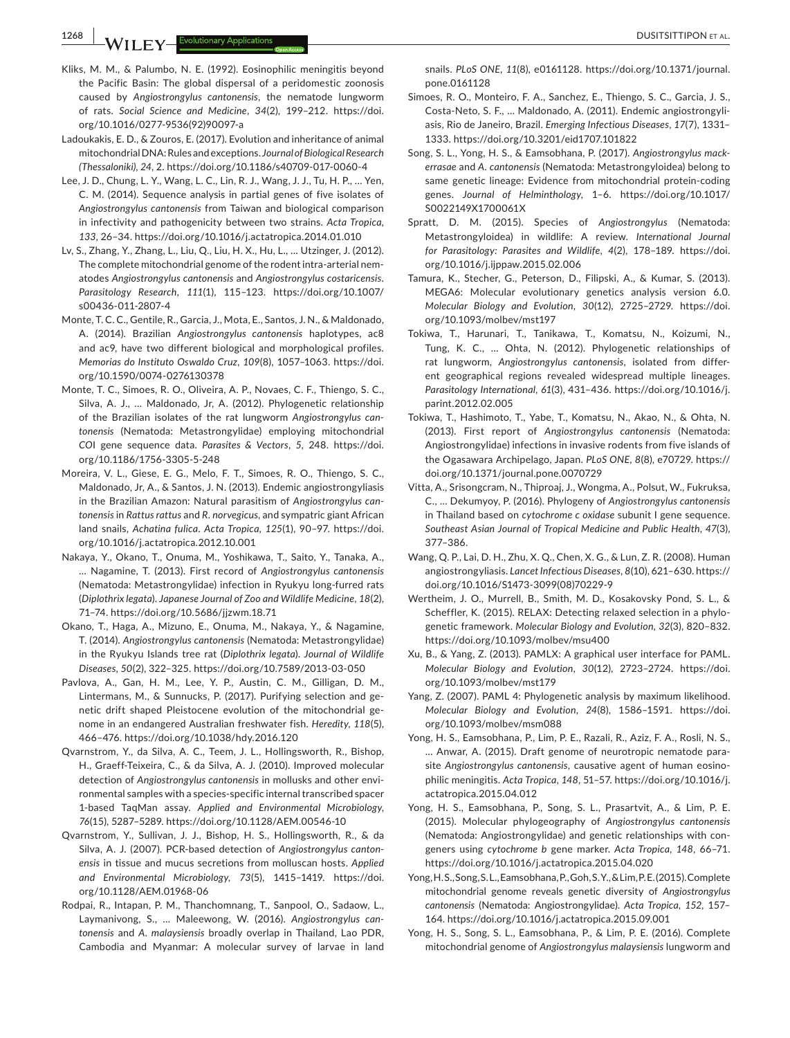Kliks, M. M., & Palumbo, N. E. (1992). Eosinophilic meningitis beyond the Pacific Basin: The global dispersal of a peridomestic zoonosis caused by *Angiostrongylus cantonensis*, the nematode lungworm of rats. *Social Science and Medicine*, *34*(2), 199–212. https://doi.org/10.1016/0277-9536(92)90097-a

Ladoukakis, E. D., & Zouros, E. (2017). Evolution and inheritance of animal mitochondrial DNA: Rules and exceptions. *Journal of Biological Research (Thessaloniki)*, *24*, 2. https://doi.org/10.1186/s40709-017-0060-4

Lee, J. D., Chung, L. Y., Wang, L. C., Lin, R. J., Wang, J. J., Tu, H. P., … Yen, C. M. (2014). Sequence analysis in partial genes of five isolates of *Angiostrongylus cantonensis* from Taiwan and biological comparison in infectivity and pathogenicity between two strains. *Acta Tropica*, *133*, 26–34. https://doi.org/10.1016/j.actatropica.2014.01.010

Lv, S., Zhang, Y., Zhang, L., Liu, Q., Liu, H. X., Hu, L., … Utzinger, J. (2012). The complete mitochondrial genome of the rodent intra-arterial nematodes *Angiostrongylus cantonensis* and *Angiostrongylus costaricensis*. *Parasitology Research*, *111*(1), 115–123. https://doi.org/10.1007/s00436-011-2807-4

Monte, T. C. C., Gentile, R., Garcia, J., Mota, E., Santos, J. N., & Maldonado, A. (2014). Brazilian *Angiostrongylus cantonensis* haplotypes, ac8 and ac9, have two different biological and morphological profiles. *Memorias do Instituto Oswaldo Cruz*, *109*(8), 1057–1063. https://doi.org/10.1590/0074-0276130378

Monte, T. C., Simoes, R. O., Oliveira, A. P., Novaes, C. F., Thiengo, S. C., Silva, A. J., … Maldonado, Jr, A. (2012). Phylogenetic relationship of the Brazilian isolates of the rat lungworm *Angiostrongylus cantonensis* (Nematoda: Metastrongylidae) employing mitochondrial *CO*I gene sequence data. *Parasites & Vectors*, *5*, 248. https://doi.org/10.1186/1756-3305-5-248

Moreira, V. L., Giese, E. G., Melo, F. T., Simoes, R. O., Thiengo, S. C., Maldonado, Jr, A., & Santos, J. N. (2013). Endemic angiostrongyliasis in the Brazilian Amazon: Natural parasitism of *Angiostrongylus cantonensis* in *Rattus rattus* and *R. norvegicus*, and sympatric giant African land snails, *Achatina fulica*. *Acta Tropica*, *125*(1), 90–97. https://doi.org/10.1016/j.actatropica.2012.10.001

Nakaya, Y., Okano, T., Onuma, M., Yoshikawa, T., Saito, Y., Tanaka, A., … Nagamine, T. (2013). First record of *Angiostrongylus cantonensis* (Nematoda: Metastrongylidae) infection in Ryukyu long-furred rats (*Diplothrix legata*). *Japanese Journal of Zoo and Wildlife Medicine*, *18*(2), 71–74. https://doi.org/10.5686/jjzwm.18.71

Okano, T., Haga, A., Mizuno, E., Onuma, M., Nakaya, Y., & Nagamine, T. (2014). *Angiostrongylus cantonensis* (Nematoda: Metastrongylidae) in the Ryukyu Islands tree rat (*Diplothrix legata*). *Journal of Wildlife Diseases*, *50*(2), 322–325. https://doi.org/10.7589/2013-03-050

Pavlova, A., Gan, H. M., Lee, Y. P., Austin, C. M., Gilligan, D. M., Lintermans, M., & Sunnucks, P. (2017). Purifying selection and genetic drift shaped Pleistocene evolution of the mitochondrial genome in an endangered Australian freshwater fish. *Heredity*, *118*(5), 466–476. https://doi.org/10.1038/hdy.2016.120

Qvarnstrom, Y., da Silva, A. C., Teem, J. L., Hollingsworth, R., Bishop, H., Graeff-Teixeira, C., & da Silva, A. J. (2010). Improved molecular detection of *Angiostrongylus cantonensis* in mollusks and other environmental samples with a species-specific internal transcribed spacer 1-based TaqMan assay. *Applied and Environmental Microbiology*, *76*(15), 5287–5289. https://doi.org/10.1128/AEM.00546-10

Qvarnstrom, Y., Sullivan, J. J., Bishop, H. S., Hollingsworth, R., & da Silva, A. J. (2007). PCR-based detection of *Angiostrongylus cantonensis* in tissue and mucus secretions from molluscan hosts. *Applied and Environmental Microbiology*, *73*(5), 1415–1419. https://doi.org/10.1128/AEM.01968-06

Rodpai, R., Intapan, P. M., Thanchomnang, T., Sanpool, O., Sadaow, L., Laymanivong, S., … Maleewong, W. (2016). *Angiostrongylus cantonensis* and *A. malaysiensis* broadly overlap in Thailand, Lao PDR, Cambodia and Myanmar: A molecular survey of larvae in land snails. *PLoS ONE*, *11*(8), e0161128. https://doi.org/10.1371/journal.pone.0161128

Simoes, R. O., Monteiro, F. A., Sanchez, E., Thiengo, S. C., Garcia, J. S., Costa-Neto, S. F., … Maldonado, A. (2011). Endemic angiostrongyliasis, Rio de Janeiro, Brazil. *Emerging Infectious Diseases*, *17*(7), 1331–1333. https://doi.org/10.3201/eid1707.101822

Song, S. L., Yong, H. S., & Eamsobhana, P. (2017). *Angiostrongylus mackerrasae* and *A. cantonensis* (Nematoda: Metastrongyloidea) belong to same genetic lineage: Evidence from mitochondrial protein-coding genes. *Journal of Helminthology*, 1–6. https://doi.org/10.1017/S0022149X1700061X

Spratt, D. M. (2015). Species of *Angiostrongylus* (Nematoda: Metastrongyloidea) in wildlife: A review. *International Journal for Parasitology: Parasites and Wildlife*, *4*(2), 178–189. https://doi.org/10.1016/j.ijppaw.2015.02.006

Tamura, K., Stecher, G., Peterson, D., Filipski, A., & Kumar, S. (2013). MEGA6: Molecular evolutionary genetics analysis version 6.0. *Molecular Biology and Evolution*, *30*(12), 2725–2729. https://doi.org/10.1093/molbev/mst197

Tokiwa, T., Harunari, T., Tanikawa, T., Komatsu, N., Koizumi, N., Tung, K. C., … Ohta, N. (2012). Phylogenetic relationships of rat lungworm, *Angiostrongylus cantonensis*, isolated from different geographical regions revealed widespread multiple lineages. *Parasitology International*, *61*(3), 431–436. https://doi.org/10.1016/j.parint.2012.02.005

Tokiwa, T., Hashimoto, T., Yabe, T., Komatsu, N., Akao, N., & Ohta, N. (2013). First report of *Angiostrongylus cantonensis* (Nematoda: Angiostrongylidae) infections in invasive rodents from five islands of the Ogasawara Archipelago, Japan. *PLoS ONE*, *8*(8), e70729. https://doi.org/10.1371/journal.pone.0070729

Vitta, A., Srisongcram, N., Thiproaj, J., Wongma, A., Polsut, W., Fukruksa, C., … Dekumyoy, P. (2016). Phylogeny of *Angiostrongylus cantonensis* in Thailand based on *cytochrome c oxidase* subunit I gene sequence. *Southeast Asian Journal of Tropical Medicine and Public Health*, *47*(3), 377–386.

Wang, Q. P., Lai, D. H., Zhu, X. Q., Chen, X. G., & Lun, Z. R. (2008). Human angiostrongyliasis. *Lancet Infectious Diseases*, *8*(10), 621–630. https://doi.org/10.1016/S1473-3099(08)70229-9

Wertheim, J. O., Murrell, B., Smith, M. D., Kosakovsky Pond, S. L., & Scheffler, K. (2015). RELAX: Detecting relaxed selection in a phylogenetic framework. *Molecular Biology and Evolution*, *32*(3), 820–832. https://doi.org/10.1093/molbev/msu400

Xu, B., & Yang, Z. (2013). PAMLX: A graphical user interface for PAML. *Molecular Biology and Evolution*, *30*(12), 2723–2724. https://doi.org/10.1093/molbev/mst179

Yang, Z. (2007). PAML 4: Phylogenetic analysis by maximum likelihood. *Molecular Biology and Evolution*, *24*(8), 1586–1591. https://doi.org/10.1093/molbev/msm088

Yong, H. S., Eamsobhana, P., Lim, P. E., Razali, R., Aziz, F. A., Rosli, N. S., … Anwar, A. (2015). Draft genome of neurotropic nematode parasite *Angiostrongylus cantonensis*, causative agent of human eosinophilic meningitis. *Acta Tropica*, *148*, 51–57. https://doi.org/10.1016/j.actatropica.2015.04.012

Yong, H. S., Eamsobhana, P., Song, S. L., Prasartvit, A., & Lim, P. E. (2015). Molecular phylogeography of *Angiostrongylus cantonensis* (Nematoda: Angiostrongylidae) and genetic relationships with congeners using *cytochrome b* gene marker. *Acta Tropica*, *148*, 66–71. https://doi.org/10.1016/j.actatropica.2015.04.020

Yong, H. S., Song, S. L., Eamsobhana, P., Goh, S. Y., & Lim, P. E. (2015). Complete mitochondrial genome reveals genetic diversity of *Angiostrongylus cantonensis* (Nematoda: Angiostrongylidae). *Acta Tropica*, *152*, 157–164. https://doi.org/10.1016/j.actatropica.2015.09.001

Yong, H. S., Song, S. L., Eamsobhana, P., & Lim, P. E. (2016). Complete mitochondrial genome of *Angiostrongylus malaysiensis* lungworm and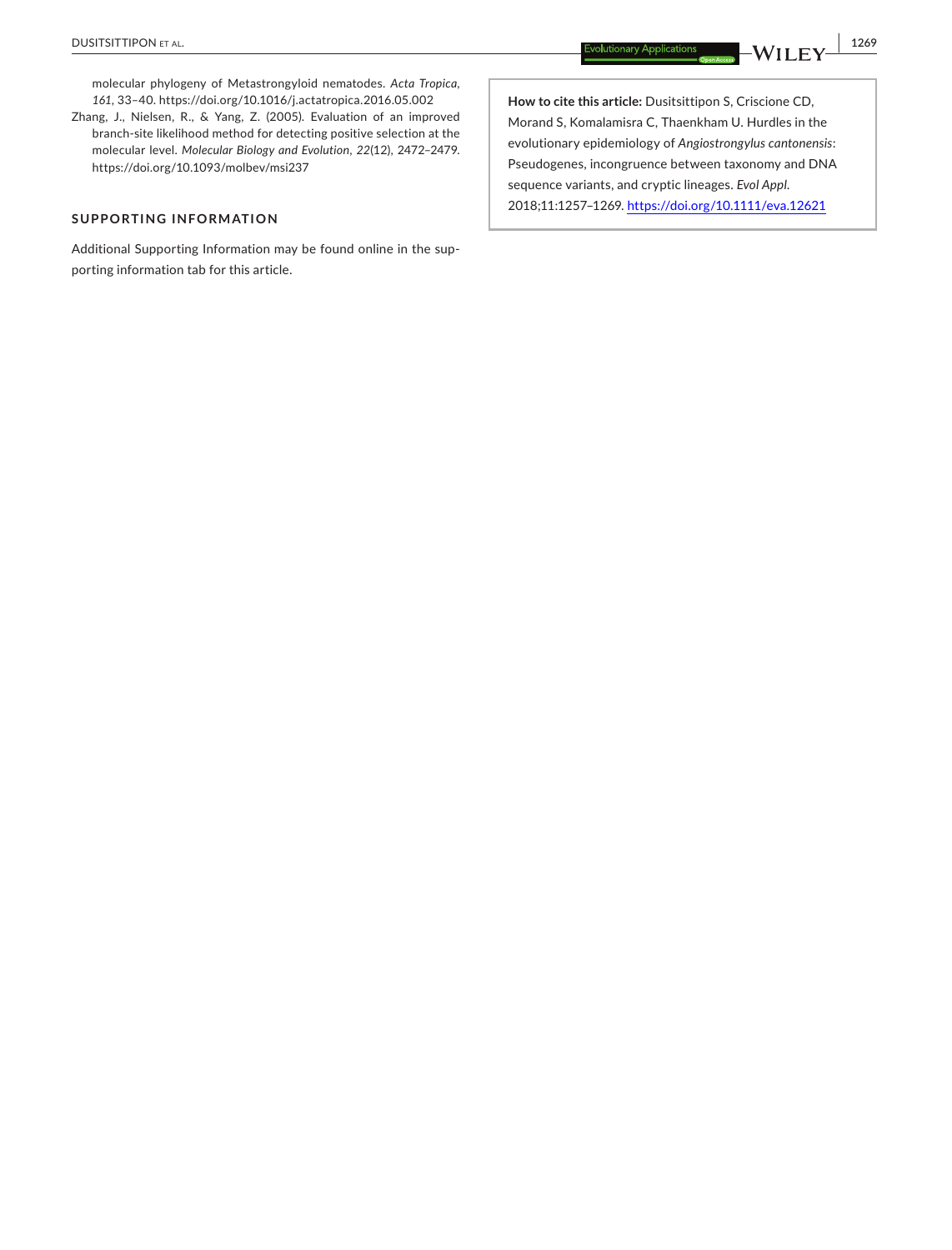molecular phylogeny of Metastrongyloid nematodes. *Acta Tropica*, *161*, 33–40. https://doi.org/10.1016/j.actatropica.2016.05.002

Zhang, J., Nielsen, R., & Yang, Z. (2005). Evaluation of an improved branch-site likelihood method for detecting positive selection at the molecular level. *Molecular Biology and Evolution*, *22*(12), 2472–2479. https://doi.org/10.1093/molbev/msi237

## SUPPORTING INFORMATION

Additional Supporting Information may be found online in the supporting information tab for this article.

**How to cite this article:** Dusitsittipon S, Criscione CD, Morand S, Komalamisra C, Thaenkham U. Hurdles in the evolutionary epidemiology of *Angiostrongylus cantonensis*: Pseudogenes, incongruence between taxonomy and DNA sequence variants, and cryptic lineages. *Evol Appl.* 2018;11:1257–1269. https://doi.org/10.1111/eva.12621